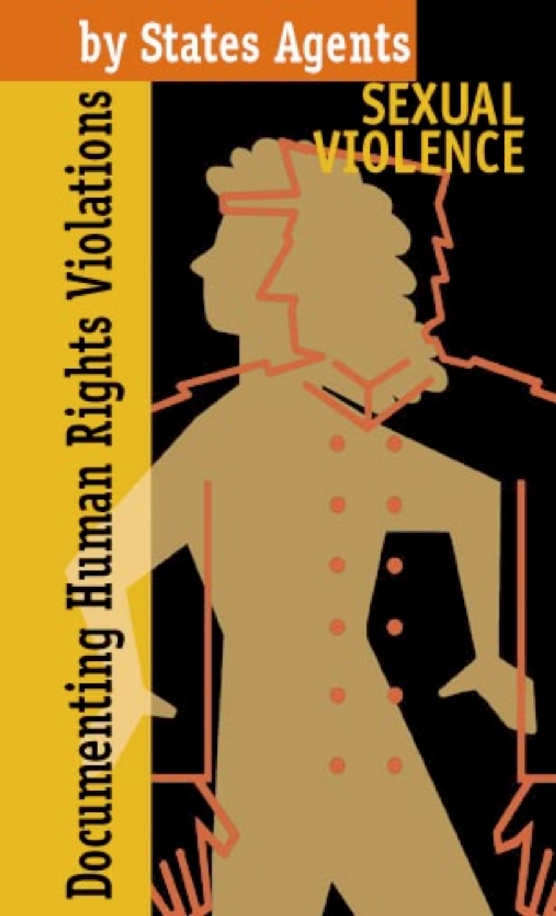# Documenting Human Rights Violations by States Agents

## SEXUAL VIOLENCE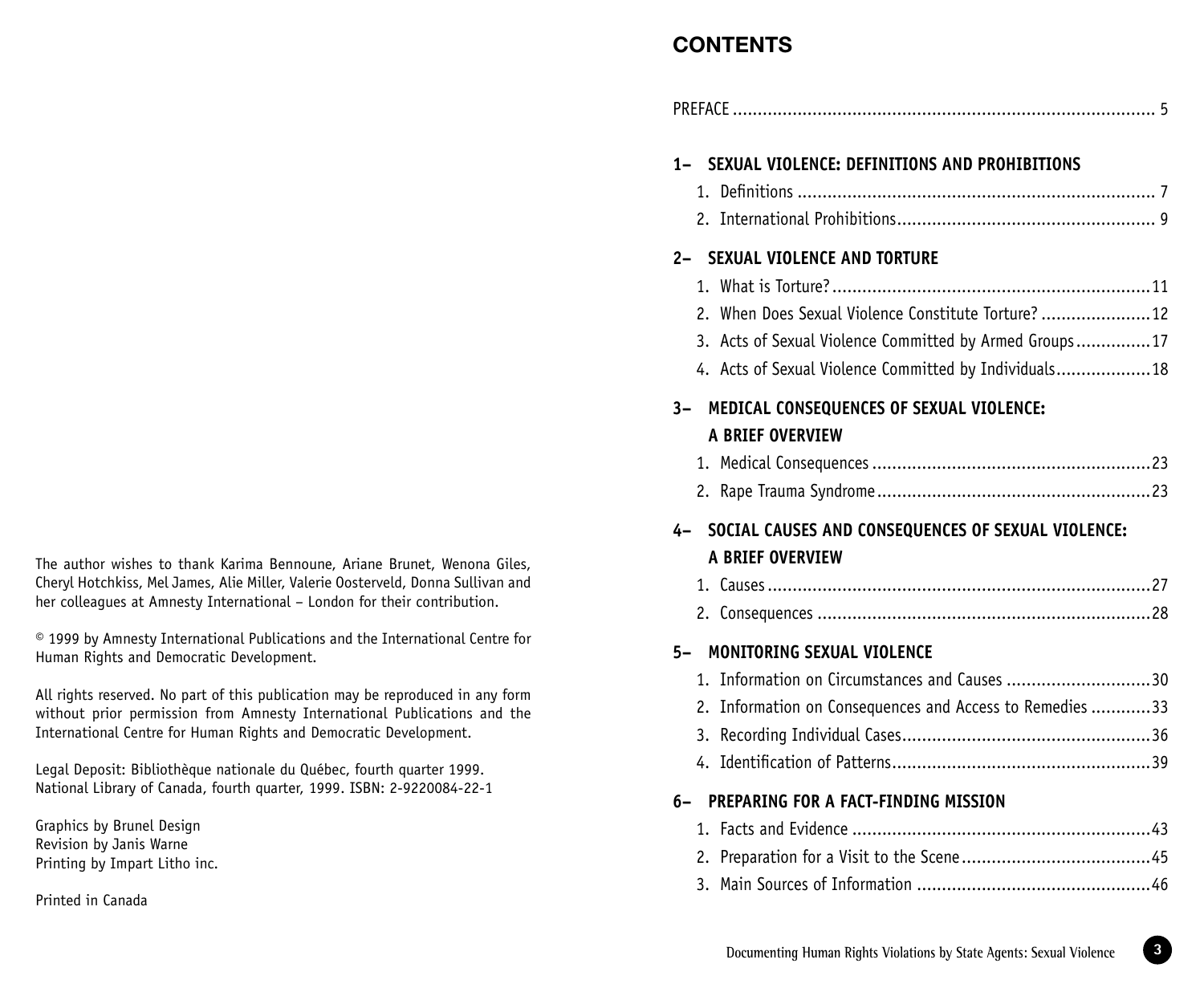The author wishes to thank Karima Bennoune, Ariane Brunet, Wenona Giles, Cheryl Hotchkiss, Mel James, Alie Miller, Valerie Oosterveld, Donna Sullivan and her colleagues at Amnesty International – London for their contribution.

© 1999 by Amnesty International Publications and the International Centre for Human Rights and Democratic Development.

All rights reserved. No part of this publication may be reproduced in any form without prior permission from Amnesty International Publications and the International Centre for Human Rights and Democratic Development.

Legal Deposit: Bibliothèque nationale du Québec, fourth quarter 1999.
National Library of Canada, fourth quarter, 1999. ISBN: 2-9220084-22-1

Graphics by Brunel Design
Revision by Janis Warne
Printing by Impart Litho inc.

Printed in Canada

# CONTENTS

PREFACE .................................................................................... 5

**1– SEXUAL VIOLENCE: DEFINITIONS AND PROHIBITIONS**

1. Definitions ........................................................................ 7
2. International Prohibitions.................................................... 9

**2– SEXUAL VIOLENCE AND TORTURE**

1. What is Torture?................................................................11
2. When Does Sexual Violence Constitute Torture? ......................12
3. Acts of Sexual Violence Committed by Armed Groups...............17
4. Acts of Sexual Violence Committed by Individuals...................18

**3– MEDICAL CONSEQUENCES OF SEXUAL VIOLENCE: A BRIEF OVERVIEW**

1. Medical Consequences ........................................................23
2. Rape Trauma Syndrome.......................................................23

**4– SOCIAL CAUSES AND CONSEQUENCES OF SEXUAL VIOLENCE: A BRIEF OVERVIEW**

1. Causes.............................................................................27
2. Consequences ...................................................................28

**5– MONITORING SEXUAL VIOLENCE**

1. Information on Circumstances and Causes .............................30
2. Information on Consequences and Access to Remedies ............33
3. Recording Individual Cases..................................................36
4. Identification of Patterns....................................................39

**6– PREPARING FOR A FACT-FINDING MISSION**

1. Facts and Evidence ............................................................43
2. Preparation for a Visit to the Scene......................................45
3. Main Sources of Information ...............................................46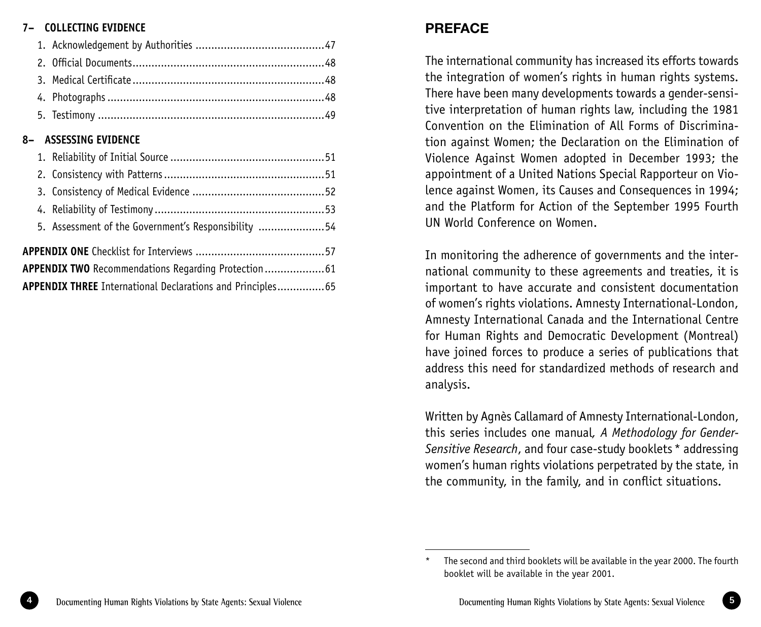**7– COLLECTING EVIDENCE**

1. Acknowledgement by Authorities ......................................... 47
2. Official Documents ............................................................ 48
3. Medical Certificate ............................................................ 48
4. Photographs ..................................................................... 48
5. Testimony ........................................................................ 49

**8– ASSESSING EVIDENCE**

1. Reliability of Initial Source ................................................. 51
2. Consistency with Patterns ................................................... 51
3. Consistency of Medical Evidence .......................................... 52
4. Reliability of Testimony ...................................................... 53
5. Assessment of the Government's Responsibility ..................... 54

**APPENDIX ONE** Checklist for Interviews ......................................... 57
**APPENDIX TWO** Recommendations Regarding Protection ................... 61
**APPENDIX THREE** International Declarations and Principles ............... 65

## PREFACE

The international community has increased its efforts towards the integration of women's rights in human rights systems. There have been many developments towards a gender-sensitive interpretation of human rights law, including the 1981 Convention on the Elimination of All Forms of Discrimination against Women; the Declaration on the Elimination of Violence Against Women adopted in December 1993; the appointment of a United Nations Special Rapporteur on Violence against Women, its Causes and Consequences in 1994; and the Platform for Action of the September 1995 Fourth UN World Conference on Women.

In monitoring the adherence of governments and the international community to these agreements and treaties, it is important to have accurate and consistent documentation of women's rights violations. Amnesty International-London, Amnesty International Canada and the International Centre for Human Rights and Democratic Development (Montreal) have joined forces to produce a series of publications that address this need for standardized methods of research and analysis.

Written by Agnès Callamard of Amnesty International-London, this series includes one manual, *A Methodology for Gender-Sensitive Research*, and four case-study booklets * addressing women's human rights violations perpetrated by the state, in the community, in the family, and in conflict situations.

\* The second and third booklets will be available in the year 2000. The fourth booklet will be available in the year 2001.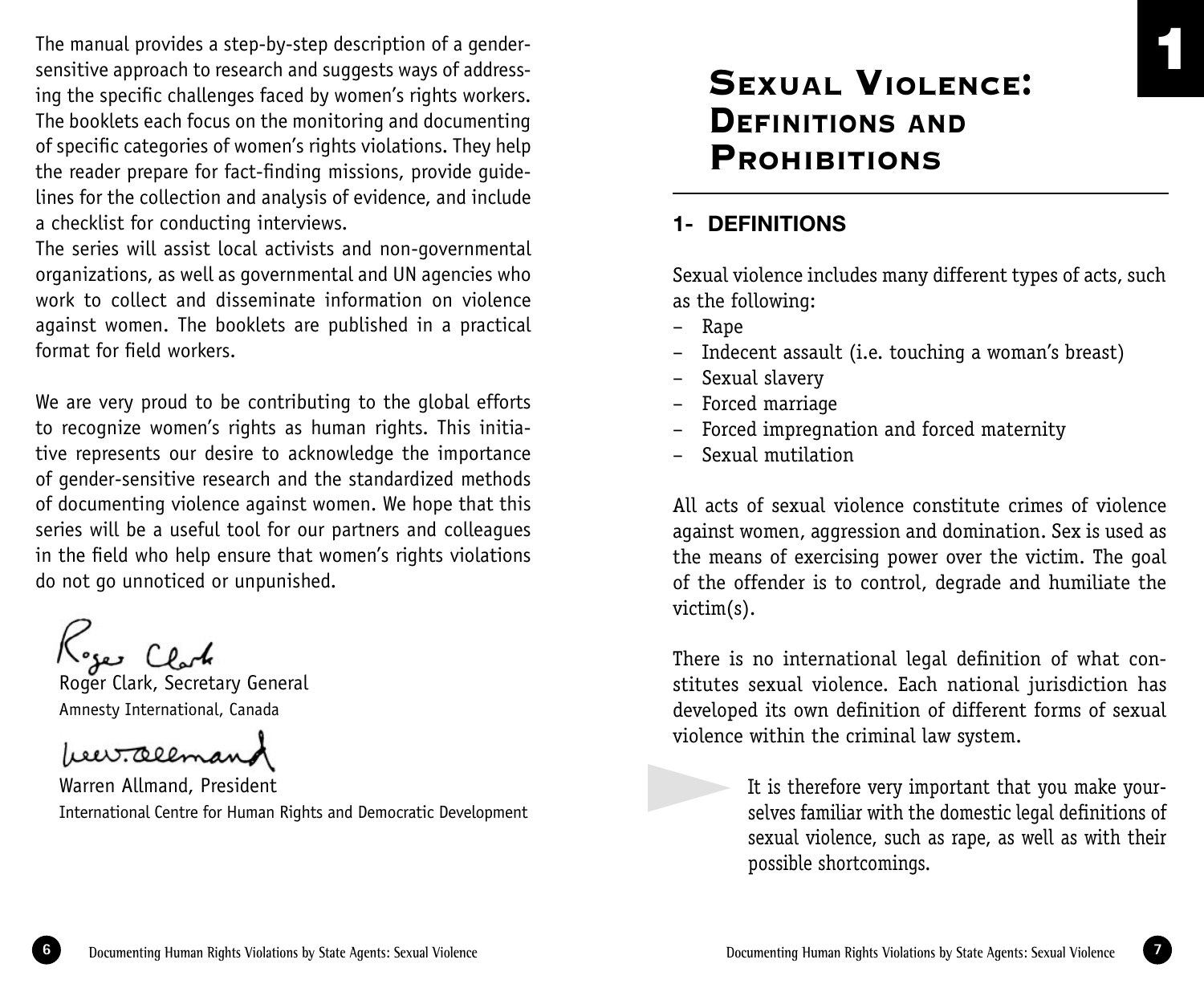The manual provides a step-by-step description of a gender-sensitive approach to research and suggests ways of addressing the specific challenges faced by women's rights workers. The booklets each focus on the monitoring and documenting of specific categories of women's rights violations. They help the reader prepare for fact-finding missions, provide guidelines for the collection and analysis of evidence, and include a checklist for conducting interviews.

The series will assist local activists and non-governmental organizations, as well as governmental and UN agencies who work to collect and disseminate information on violence against women. The booklets are published in a practical format for field workers.

We are very proud to be contributing to the global efforts to recognize women's rights as human rights. This initiative represents our desire to acknowledge the importance of gender-sensitive research and the standardized methods of documenting violence against women. We hope that this series will be a useful tool for our partners and colleagues in the field who help ensure that women's rights violations do not go unnoticed or unpunished.

Roger Clark, Secretary General
Amnesty International, Canada

Warren Allmand, President
International Centre for Human Rights and Democratic Development

# 1 Sexual Violence: Definitions and Prohibitions

## 1- DEFINITIONS

Sexual violence includes many different types of acts, such as the following:

- Rape
- Indecent assault (i.e. touching a woman's breast)
- Sexual slavery
- Forced marriage
- Forced impregnation and forced maternity
- Sexual mutilation

All acts of sexual violence constitute crimes of violence against women, aggression and domination. Sex is used as the means of exercising power over the victim. The goal of the offender is to control, degrade and humiliate the victim(s).

There is no international legal definition of what constitutes sexual violence. Each national jurisdiction has developed its own definition of different forms of sexual violence within the criminal law system.

> It is therefore very important that you make yourselves familiar with the domestic legal definitions of sexual violence, such as rape, as well as with their possible shortcomings.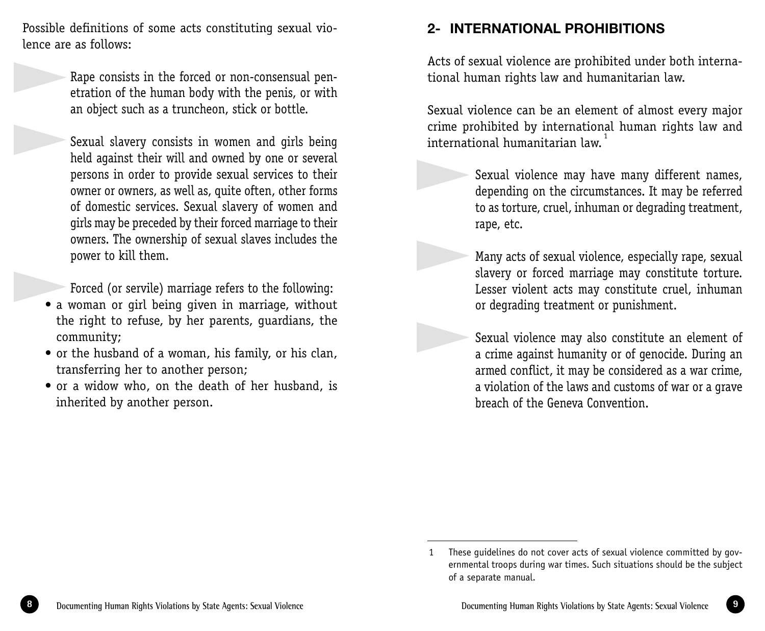Possible definitions of some acts constituting sexual violence are as follows:

- Rape consists in the forced or non-consensual penetration of the human body with the penis, or with an object such as a truncheon, stick or bottle.

- Sexual slavery consists in women and girls being held against their will and owned by one or several persons in order to provide sexual services to their owner or owners, as well as, quite often, other forms of domestic services. Sexual slavery of women and girls may be preceded by their forced marriage to their owners. The ownership of sexual slaves includes the power to kill them.

- Forced (or servile) marriage refers to the following:
  - a woman or girl being given in marriage, without the right to refuse, by her parents, guardians, the community;
  - or the husband of a woman, his family, or his clan, transferring her to another person;
  - or a widow who, on the death of her husband, is inherited by another person.

## 2- INTERNATIONAL PROHIBITIONS

Acts of sexual violence are prohibited under both international human rights law and humanitarian law.

Sexual violence can be an element of almost every major crime prohibited by international human rights law and international humanitarian law.[1]

- Sexual violence may have many different names, depending on the circumstances. It may be referred to as torture, cruel, inhuman or degrading treatment, rape, etc.

- Many acts of sexual violence, especially rape, sexual slavery or forced marriage may constitute torture. Lesser violent acts may constitute cruel, inhuman or degrading treatment or punishment.

- Sexual violence may also constitute an element of a crime against humanity or of genocide. During an armed conflict, it may be considered as a war crime, a violation of the laws and customs of war or a grave breach of the Geneva Convention.

---

1 These guidelines do not cover acts of sexual violence committed by governmental troops during war times. Such situations should be the subject of a separate manual.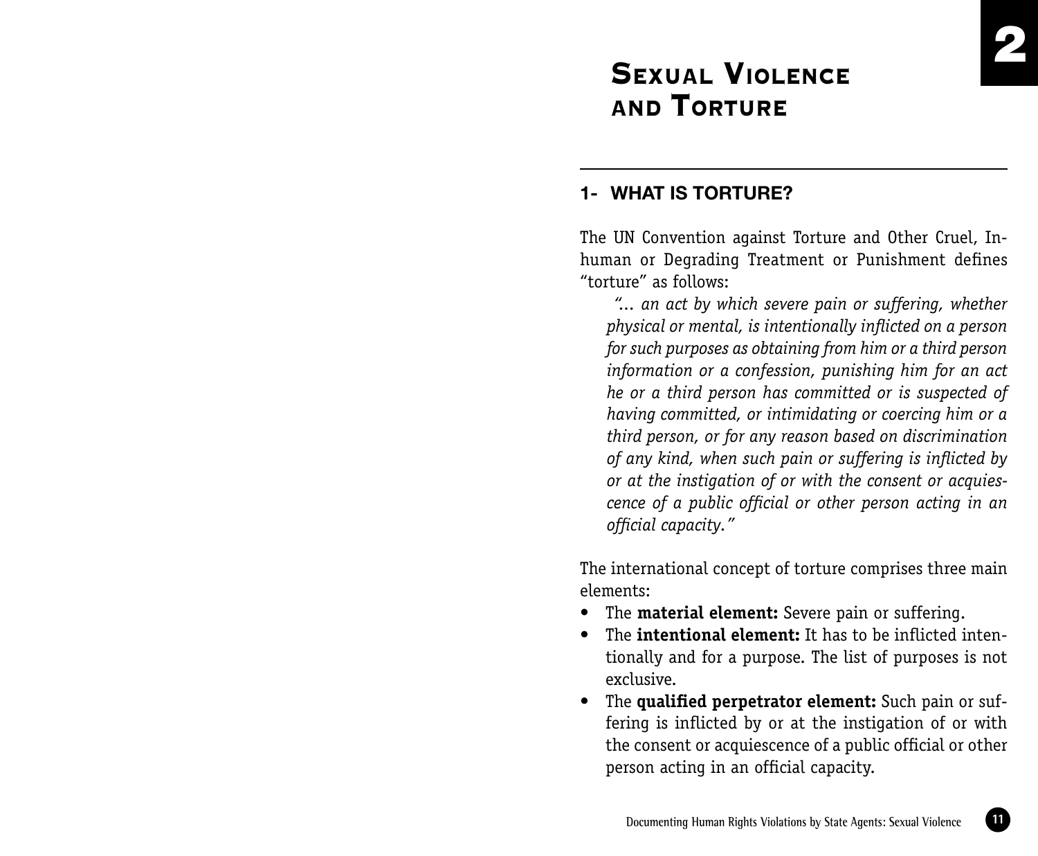# Sexual Violence and Torture

## 1- WHAT IS TORTURE?

The UN Convention against Torture and Other Cruel, Inhuman or Degrading Treatment or Punishment defines "torture" as follows:

> *"... an act by which severe pain or suffering, whether physical or mental, is intentionally inflicted on a person for such purposes as obtaining from him or a third person information or a confession, punishing him for an act he or a third person has committed or is suspected of having committed, or intimidating or coercing him or a third person, or for any reason based on discrimination of any kind, when such pain or suffering is inflicted by or at the instigation of or with the consent or acquiescence of a public official or other person acting in an official capacity."*

The international concept of torture comprises three main elements:

- The **material element:** Severe pain or suffering.
- The **intentional element:** It has to be inflicted intentionally and for a purpose. The list of purposes is not exclusive.
- The **qualified perpetrator element:** Such pain or suffering is inflicted by or at the instigation of or with the consent or acquiescence of a public official or other person acting in an official capacity.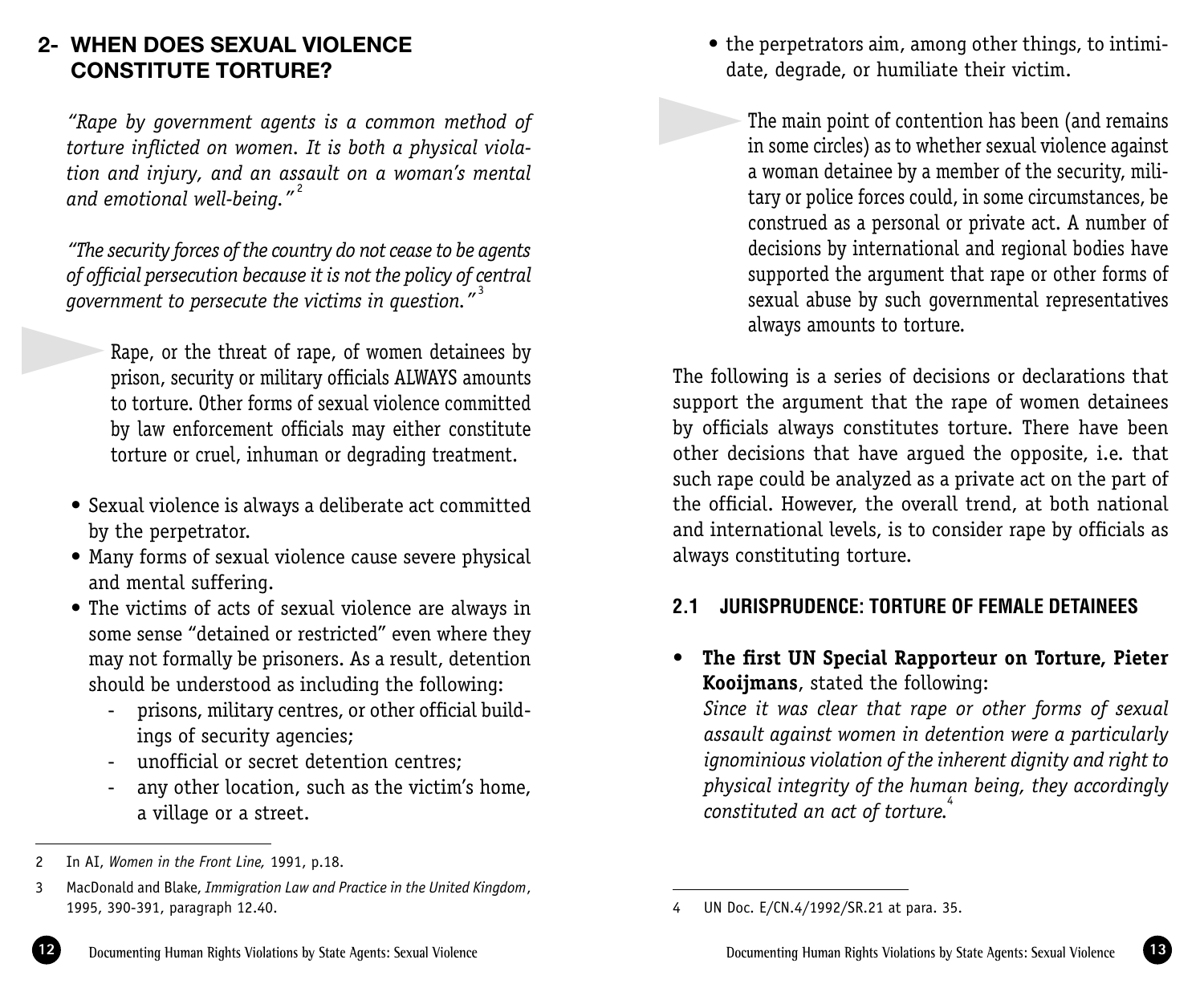## 2- WHEN DOES SEXUAL VIOLENCE CONSTITUTE TORTURE?

*"Rape by government agents is a common method of torture inflicted on women. It is both a physical violation and injury, and an assault on a woman's mental and emotional well-being."*[2]

*"The security forces of the country do not cease to be agents of official persecution because it is not the policy of central government to persecute the victims in question."*[3]

Rape, or the threat of rape, of women detainees by prison, security or military officials ALWAYS amounts to torture. Other forms of sexual violence committed by law enforcement officials may either constitute torture or cruel, inhuman or degrading treatment.

- Sexual violence is always a deliberate act committed by the perpetrator.
- Many forms of sexual violence cause severe physical and mental suffering.
- The victims of acts of sexual violence are always in some sense "detained or restricted" even where they may not formally be prisoners. As a result, detention should be understood as including the following:
  - prisons, military centres, or other official buildings of security agencies;
  - unofficial or secret detention centres;
  - any other location, such as the victim's home, a village or a street.
- the perpetrators aim, among other things, to intimidate, degrade, or humiliate their victim.

The main point of contention has been (and remains in some circles) as to whether sexual violence against a woman detainee by a member of the security, military or police forces could, in some circumstances, be construed as a personal or private act. A number of decisions by international and regional bodies have supported the argument that rape or other forms of sexual abuse by such governmental representatives always amounts to torture.

The following is a series of decisions or declarations that support the argument that the rape of women detainees by officials always constitutes torture. There have been other decisions that have argued the opposite, i.e. that such rape could be analyzed as a private act on the part of the official. However, the overall trend, at both national and international levels, is to consider rape by officials as always constituting torture.

### 2.1 JURISPRUDENCE: TORTURE OF FEMALE DETAINEES

- **The first UN Special Rapporteur on Torture, Pieter Kooijmans**, stated the following:
  *Since it was clear that rape or other forms of sexual assault against women in detention were a particularly ignominious violation of the inherent dignity and right to physical integrity of the human being, they accordingly constituted an act of torture.*[4]

---

2 In AI, *Women in the Front Line,* 1991, p.18.

3 MacDonald and Blake, *Immigration Law and Practice in the United Kingdom*, 1995, 390-391, paragraph 12.40.

4 UN Doc. E/CN.4/1992/SR.21 at para. 35.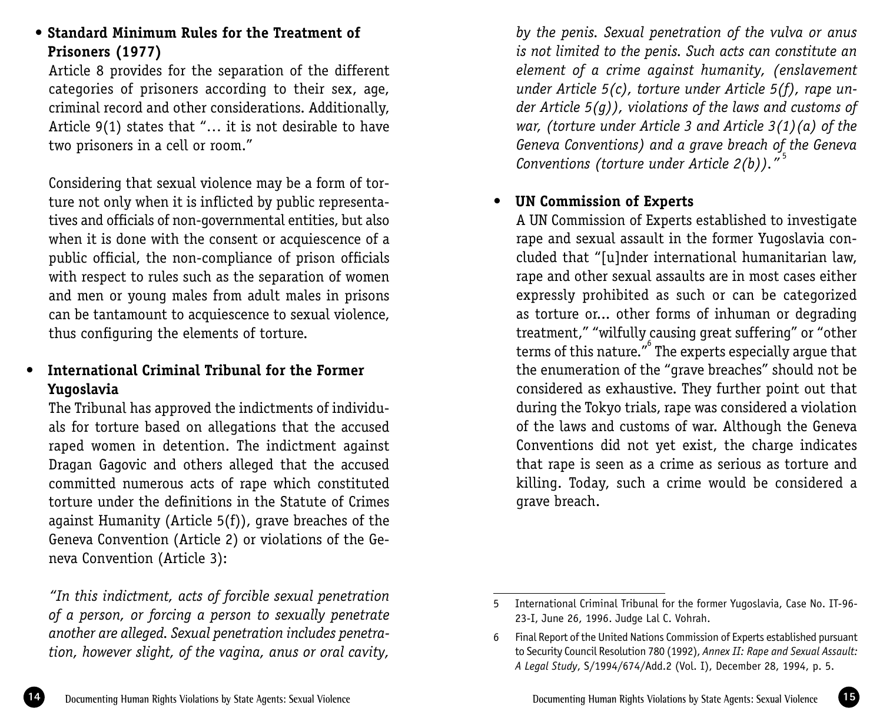- **Standard Minimum Rules for the Treatment of Prisoners (1977)**

  Article 8 provides for the separation of the different categories of prisoners according to their sex, age, criminal record and other considerations. Additionally, Article 9(1) states that "... it is not desirable to have two prisoners in a cell or room."

  Considering that sexual violence may be a form of torture not only when it is inflicted by public representatives and officials of non-governmental entities, but also when it is done with the consent or acquiescence of a public official, the non-compliance of prison officials with respect to rules such as the separation of women and men or young males from adult males in prisons can be tantamount to acquiescence to sexual violence, thus configuring the elements of torture.

- **International Criminal Tribunal for the Former Yugoslavia**

  The Tribunal has approved the indictments of individuals for torture based on allegations that the accused raped women in detention. The indictment against Dragan Gagovic and others alleged that the accused committed numerous acts of rape which constituted torture under the definitions in the Statute of Crimes against Humanity (Article 5(f)), grave breaches of the Geneva Convention (Article 2) or violations of the Geneva Convention (Article 3):

  *"In this indictment, acts of forcible sexual penetration of a person, or forcing a person to sexually penetrate another are alleged. Sexual penetration includes penetration, however slight, of the vagina, anus or oral cavity, by the penis. Sexual penetration of the vulva or anus is not limited to the penis. Such acts can constitute an element of a crime against humanity, (enslavement under Article 5(c), torture under Article 5(f), rape under Article 5(g)), violations of the laws and customs of war, (torture under Article 3 and Article 3(1)(a) of the Geneva Conventions) and a grave breach of the Geneva Conventions (torture under Article 2(b))."*[5]

- **UN Commission of Experts**

  A UN Commission of Experts established to investigate rape and sexual assault in the former Yugoslavia concluded that "[u]nder international humanitarian law, rape and other sexual assaults are in most cases either expressly prohibited as such or can be categorized as torture or... other forms of inhuman or degrading treatment," "wilfully causing great suffering" or "other terms of this nature."[6] The experts especially argue that the enumeration of the "grave breaches" should not be considered as exhaustive. They further point out that during the Tokyo trials, rape was considered a violation of the laws and customs of war. Although the Geneva Conventions did not yet exist, the charge indicates that rape is seen as a crime as serious as torture and killing. Today, such a crime would be considered a grave breach.

---

5 International Criminal Tribunal for the former Yugoslavia, Case No. IT-96-23-I, June 26, 1996. Judge Lal C. Vohrah.

6 Final Report of the United Nations Commission of Experts established pursuant to Security Council Resolution 780 (1992), *Annex II: Rape and Sexual Assault: A Legal Study*, S/1994/674/Add.2 (Vol. I), December 28, 1994, p. 5.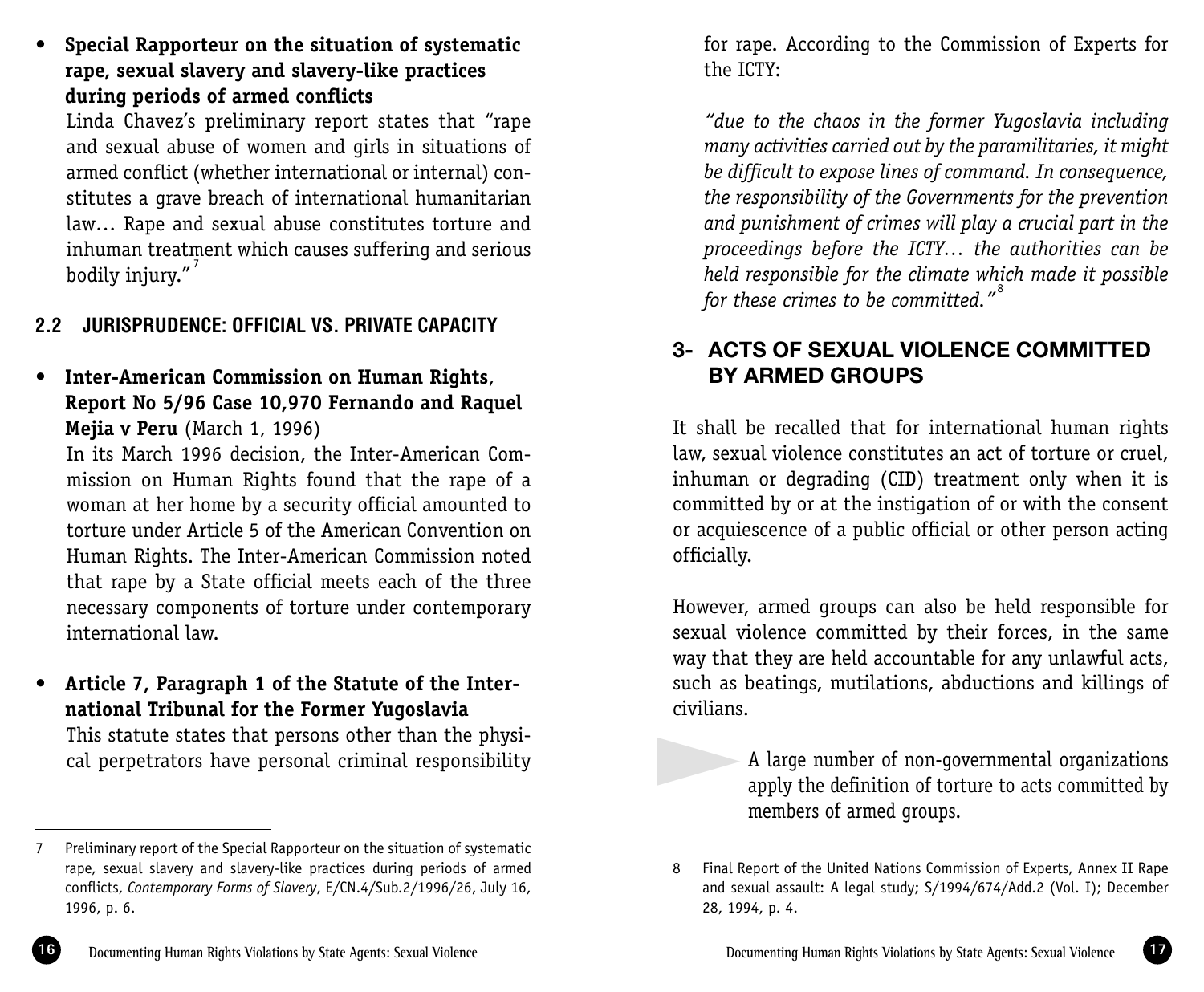- **Special Rapporteur on the situation of systematic rape, sexual slavery and slavery-like practices during periods of armed conflicts**

  Linda Chavez's preliminary report states that "rape and sexual abuse of women and girls in situations of armed conflict (whether international or internal) constitutes a grave breach of international humanitarian law… Rape and sexual abuse constitutes torture and inhuman treatment which causes suffering and serious bodily injury."[7]

### 2.2 JURISPRUDENCE: OFFICIAL VS. PRIVATE CAPACITY

- **Inter-American Commission on Human Rights, Report No 5/96 Case 10,970 Fernando and Raquel Mejia v Peru** (March 1, 1996)

  In its March 1996 decision, the Inter-American Commission on Human Rights found that the rape of a woman at her home by a security official amounted to torture under Article 5 of the American Convention on Human Rights. The Inter-American Commission noted that rape by a State official meets each of the three necessary components of torture under contemporary international law.

- **Article 7, Paragraph 1 of the Statute of the International Tribunal for the Former Yugoslavia**

  This statute states that persons other than the physical perpetrators have personal criminal responsibility for rape. According to the Commission of Experts for the ICTY:

  *"due to the chaos in the former Yugoslavia including many activities carried out by the paramilitaries, it might be difficult to expose lines of command. In consequence, the responsibility of the Governments for the prevention and punishment of crimes will play a crucial part in the proceedings before the ICTY… the authorities can be held responsible for the climate which made it possible for these crimes to be committed."*[8]

## 3- ACTS OF SEXUAL VIOLENCE COMMITTED BY ARMED GROUPS

It shall be recalled that for international human rights law, sexual violence constitutes an act of torture or cruel, inhuman or degrading (CID) treatment only when it is committed by or at the instigation of or with the consent or acquiescence of a public official or other person acting officially.

However, armed groups can also be held responsible for sexual violence committed by their forces, in the same way that they are held accountable for any unlawful acts, such as beatings, mutilations, abductions and killings of civilians.

> A large number of non-governmental organizations apply the definition of torture to acts committed by members of armed groups.

---

7 Preliminary report of the Special Rapporteur on the situation of systematic rape, sexual slavery and slavery-like practices during periods of armed conflicts, *Contemporary Forms of Slavery*, E/CN.4/Sub.2/1996/26, July 16, 1996, p. 6.

8 Final Report of the United Nations Commission of Experts, Annex II Rape and sexual assault: A legal study; S/1994/674/Add.2 (Vol. I); December 28, 1994, p. 4.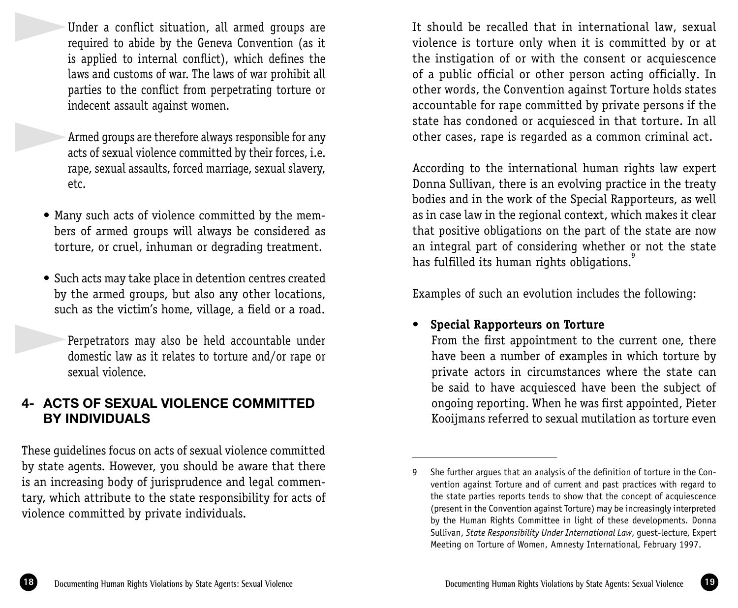- Under a conflict situation, all armed groups are required to abide by the Geneva Convention (as it is applied to internal conflict), which defines the laws and customs of war. The laws of war prohibit all parties to the conflict from perpetrating torture or indecent assault against women.

- Armed groups are therefore always responsible for any acts of sexual violence committed by their forces, i.e. rape, sexual assaults, forced marriage, sexual slavery, etc.

  - Many such acts of violence committed by the members of armed groups will always be considered as torture, or cruel, inhuman or degrading treatment.

  - Such acts may take place in detention centres created by the armed groups, but also any other locations, such as the victim's home, village, a field or a road.

- Perpetrators may also be held accountable under domestic law as it relates to torture and/or rape or sexual violence.

## 4- ACTS OF SEXUAL VIOLENCE COMMITTED BY INDIVIDUALS

These guidelines focus on acts of sexual violence committed by state agents. However, you should be aware that there is an increasing body of jurisprudence and legal commentary, which attribute to the state responsibility for acts of violence committed by private individuals.

It should be recalled that in international law, sexual violence is torture only when it is committed by or at the instigation of or with the consent or acquiescence of a public official or other person acting officially. In other words, the Convention against Torture holds states accountable for rape committed by private persons if the state has condoned or acquiesced in that torture. In all other cases, rape is regarded as a common criminal act.

According to the international human rights law expert Donna Sullivan, there is an evolving practice in the treaty bodies and in the work of the Special Rapporteurs, as well as in case law in the regional context, which makes it clear that positive obligations on the part of the state are now an integral part of considering whether or not the state has fulfilled its human rights obligations.[9]

Examples of such an evolution includes the following:

- **Special Rapporteurs on Torture**
  From the first appointment to the current one, there have been a number of examples in which torture by private actors in circumstances where the state can be said to have acquiesced have been the subject of ongoing reporting. When he was first appointed, Pieter Kooijmans referred to sexual mutilation as torture even

---

9 She further argues that an analysis of the definition of torture in the Convention against Torture and of current and past practices with regard to the state parties reports tends to show that the concept of acquiescence (present in the Convention against Torture) may be increasingly interpreted by the Human Rights Committee in light of these developments. Donna Sullivan, *State Responsibility Under International Law*, guest-lecture, Expert Meeting on Torture of Women, Amnesty International, February 1997.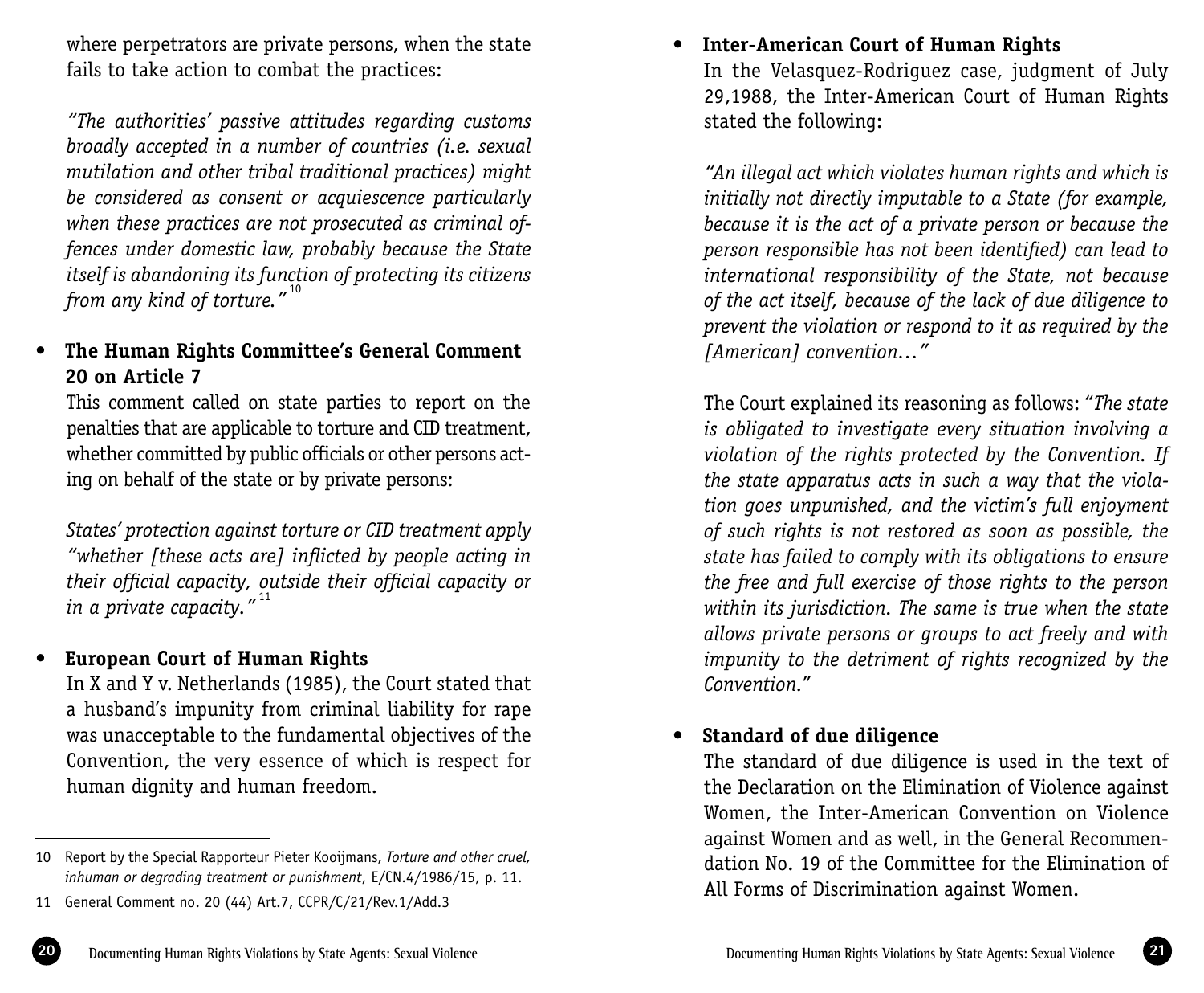where perpetrators are private persons, when the state fails to take action to combat the practices:

*"The authorities' passive attitudes regarding customs broadly accepted in a number of countries (i.e. sexual mutilation and other tribal traditional practices) might be considered as consent or acquiescence particularly when these practices are not prosecuted as criminal offences under domestic law, probably because the State itself is abandoning its function of protecting its citizens from any kind of torture."*[10]

- **The Human Rights Committee's General Comment 20 on Article 7**

  This comment called on state parties to report on the penalties that are applicable to torture and CID treatment, whether committed by public officials or other persons acting on behalf of the state or by private persons:

  *States' protection against torture or CID treatment apply "whether [these acts are] inflicted by people acting in their official capacity, outside their official capacity or in a private capacity."*[11]

- **European Court of Human Rights**

  In X and Y v. Netherlands (1985), the Court stated that a husband's impunity from criminal liability for rape was unacceptable to the fundamental objectives of the Convention, the very essence of which is respect for human dignity and human freedom.

- **Inter-American Court of Human Rights**

  In the Velasquez-Rodriguez case, judgment of July 29,1988, the Inter-American Court of Human Rights stated the following:

  *"An illegal act which violates human rights and which is initially not directly imputable to a State (for example, because it is the act of a private person or because the person responsible has not been identified) can lead to international responsibility of the State, not because of the act itself, because of the lack of due diligence to prevent the violation or respond to it as required by the [American] convention…"*

  The Court explained its reasoning as follows: "*The state is obligated to investigate every situation involving a violation of the rights protected by the Convention. If the state apparatus acts in such a way that the violation goes unpunished, and the victim's full enjoyment of such rights is not restored as soon as possible, the state has failed to comply with its obligations to ensure the free and full exercise of those rights to the person within its jurisdiction. The same is true when the state allows private persons or groups to act freely and with impunity to the detriment of rights recognized by the Convention.*"

- **Standard of due diligence**

  The standard of due diligence is used in the text of the Declaration on the Elimination of Violence against Women, the Inter-American Convention on Violence against Women and as well, in the General Recommendation No. 19 of the Committee for the Elimination of All Forms of Discrimination against Women.

---

10 Report by the Special Rapporteur Pieter Kooijmans, *Torture and other cruel, inhuman or degrading treatment or punishment*, E/CN.4/1986/15, p. 11.

11 General Comment no. 20 (44) Art.7, CCPR/C/21/Rev.1/Add.3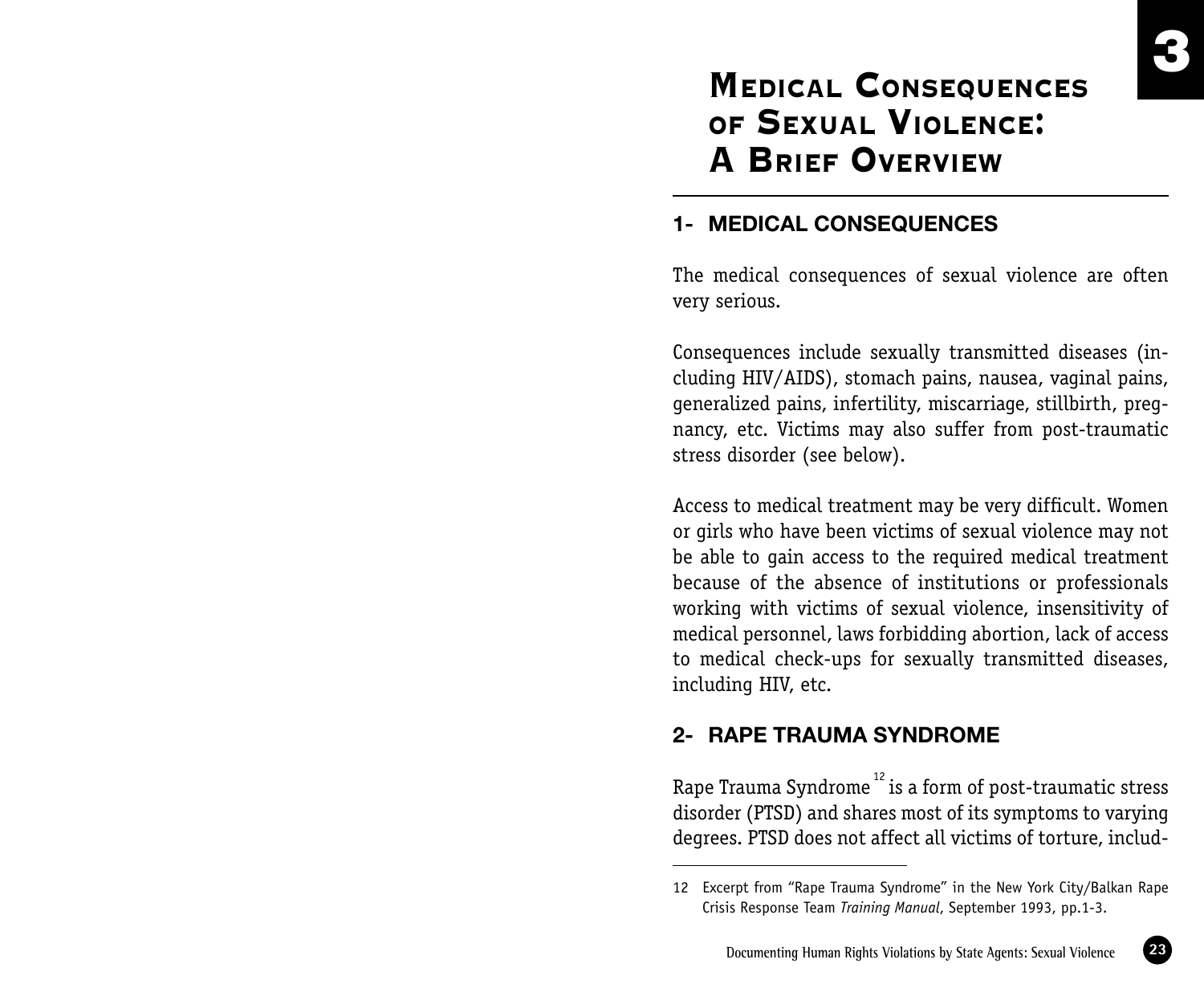# Medical Consequences of Sexual Violence: A Brief Overview

## 1- MEDICAL CONSEQUENCES

The medical consequences of sexual violence are often very serious.

Consequences include sexually transmitted diseases (including HIV/AIDS), stomach pains, nausea, vaginal pains, generalized pains, infertility, miscarriage, stillbirth, pregnancy, etc. Victims may also suffer from post-traumatic stress disorder (see below).

Access to medical treatment may be very difficult. Women or girls who have been victims of sexual violence may not be able to gain access to the required medical treatment because of the absence of institutions or professionals working with victims of sexual violence, insensitivity of medical personnel, laws forbidding abortion, lack of access to medical check-ups for sexually transmitted diseases, including HIV, etc.

## 2- RAPE TRAUMA SYNDROME

Rape Trauma Syndrome [12] is a form of post-traumatic stress disorder (PTSD) and shares most of its symptoms to varying degrees. PTSD does not affect all victims of torture, includ-

---

12 Excerpt from "Rape Trauma Syndrome" in the New York City/Balkan Rape Crisis Response Team *Training Manual*, September 1993, pp.1-3.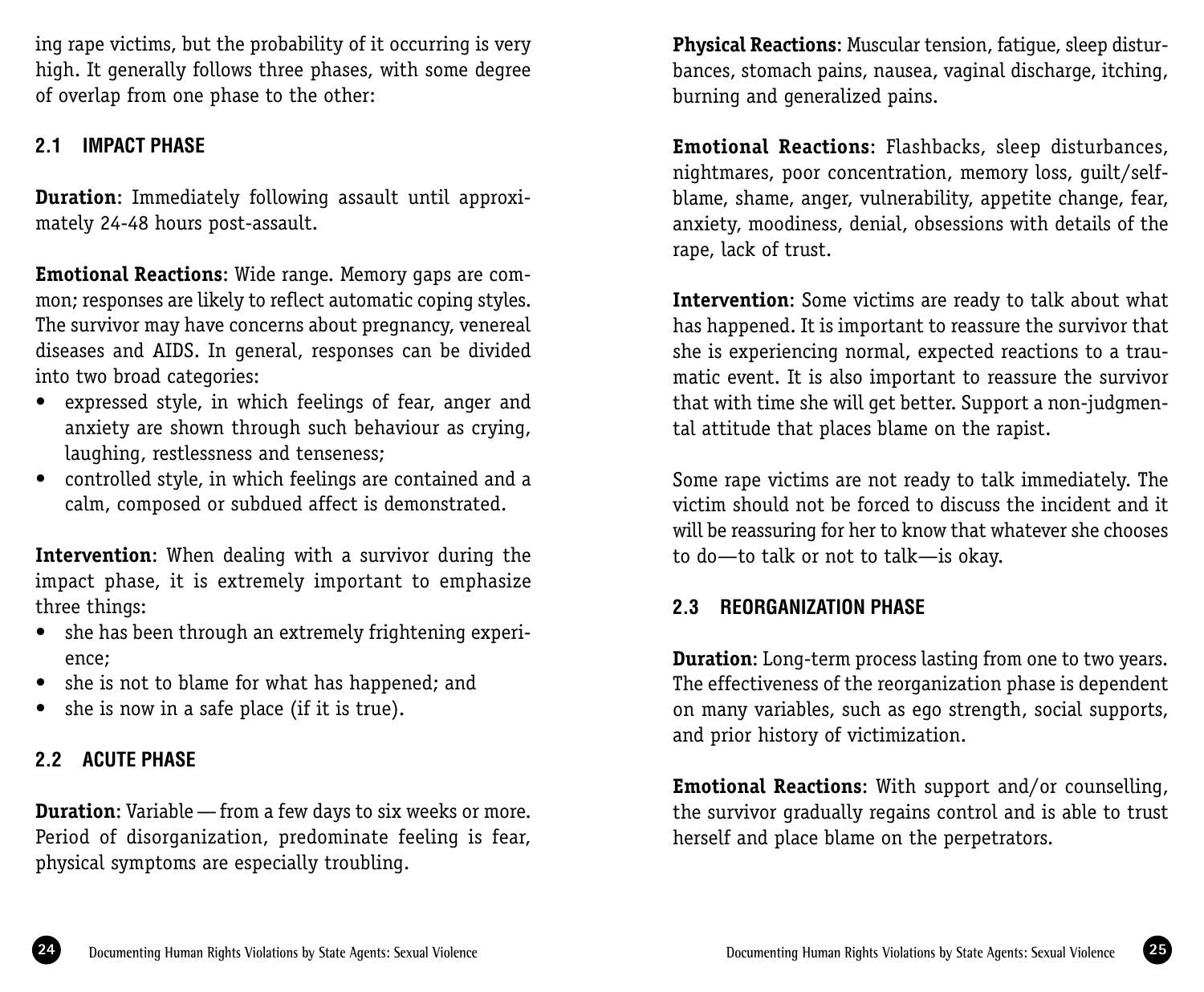ing rape victims, but the probability of it occurring is very high. It generally follows three phases, with some degree of overlap from one phase to the other:

### 2.1 IMPACT PHASE

**Duration**: Immediately following assault until approximately 24-48 hours post-assault.

**Emotional Reactions**: Wide range. Memory gaps are common; responses are likely to reflect automatic coping styles. The survivor may have concerns about pregnancy, venereal diseases and AIDS. In general, responses can be divided into two broad categories:

- expressed style, in which feelings of fear, anger and anxiety are shown through such behaviour as crying, laughing, restlessness and tenseness;
- controlled style, in which feelings are contained and a calm, composed or subdued affect is demonstrated.

**Intervention**: When dealing with a survivor during the impact phase, it is extremely important to emphasize three things:

- she has been through an extremely frightening experience;
- she is not to blame for what has happened; and
- she is now in a safe place (if it is true).

### 2.2 ACUTE PHASE

**Duration**: Variable — from a few days to six weeks or more. Period of disorganization, predominate feeling is fear, physical symptoms are especially troubling.

**Physical Reactions**: Muscular tension, fatigue, sleep disturbances, stomach pains, nausea, vaginal discharge, itching, burning and generalized pains.

**Emotional Reactions**: Flashbacks, sleep disturbances, nightmares, poor concentration, memory loss, guilt/self-blame, shame, anger, vulnerability, appetite change, fear, anxiety, moodiness, denial, obsessions with details of the rape, lack of trust.

**Intervention**: Some victims are ready to talk about what has happened. It is important to reassure the survivor that she is experiencing normal, expected reactions to a traumatic event. It is also important to reassure the survivor that with time she will get better. Support a non-judgmental attitude that places blame on the rapist.

Some rape victims are not ready to talk immediately. The victim should not be forced to discuss the incident and it will be reassuring for her to know that whatever she chooses to do—to talk or not to talk—is okay.

### 2.3 REORGANIZATION PHASE

**Duration**: Long-term process lasting from one to two years. The effectiveness of the reorganization phase is dependent on many variables, such as ego strength, social supports, and prior history of victimization.

**Emotional Reactions**: With support and/or counselling, the survivor gradually regains control and is able to trust herself and place blame on the perpetrators.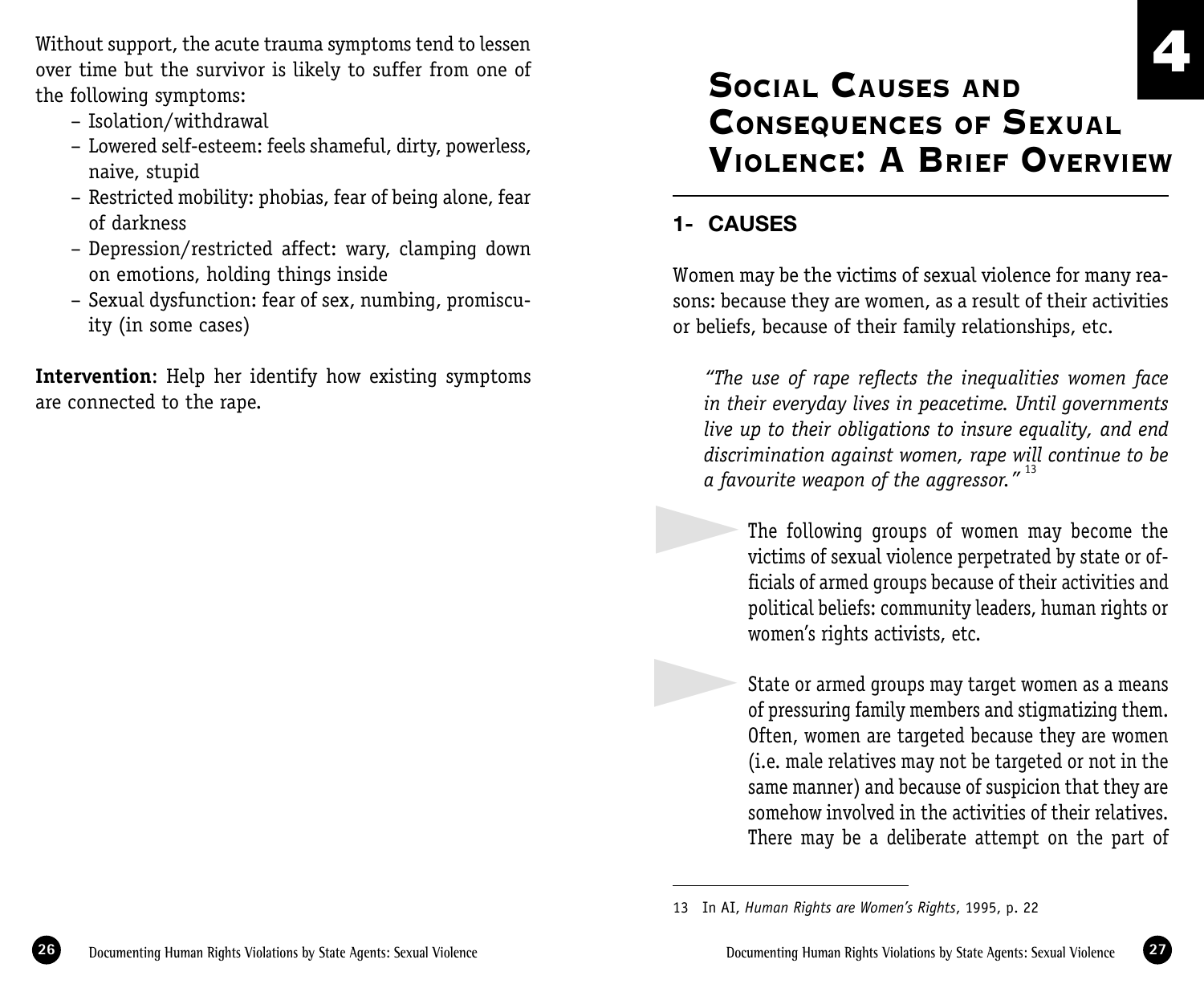Without support, the acute trauma symptoms tend to lessen over time but the survivor is likely to suffer from one of the following symptoms:

- Isolation/withdrawal
- Lowered self-esteem: feels shameful, dirty, powerless, naive, stupid
- Restricted mobility: phobias, fear of being alone, fear of darkness
- Depression/restricted affect: wary, clamping down on emotions, holding things inside
- Sexual dysfunction: fear of sex, numbing, promiscuity (in some cases)

**Intervention**: Help her identify how existing symptoms are connected to the rape.

# 4 Social Causes and Consequences of Sexual Violence: A Brief Overview

## 1- CAUSES

Women may be the victims of sexual violence for many reasons: because they are women, as a result of their activities or beliefs, because of their family relationships, etc.

*"The use of rape reflects the inequalities women face in their everyday lives in peacetime. Until governments live up to their obligations to insure equality, and end discrimination against women, rape will continue to be a favourite weapon of the aggressor."* [13]

- The following groups of women may become the victims of sexual violence perpetrated by state or officials of armed groups because of their activities and political beliefs: community leaders, human rights or women's rights activists, etc.

- State or armed groups may target women as a means of pressuring family members and stigmatizing them. Often, women are targeted because they are women (i.e. male relatives may not be targeted or not in the same manner) and because of suspicion that they are somehow involved in the activities of their relatives. There may be a deliberate attempt on the part of

---

13 In AI, *Human Rights are Women's Rights*, 1995, p. 22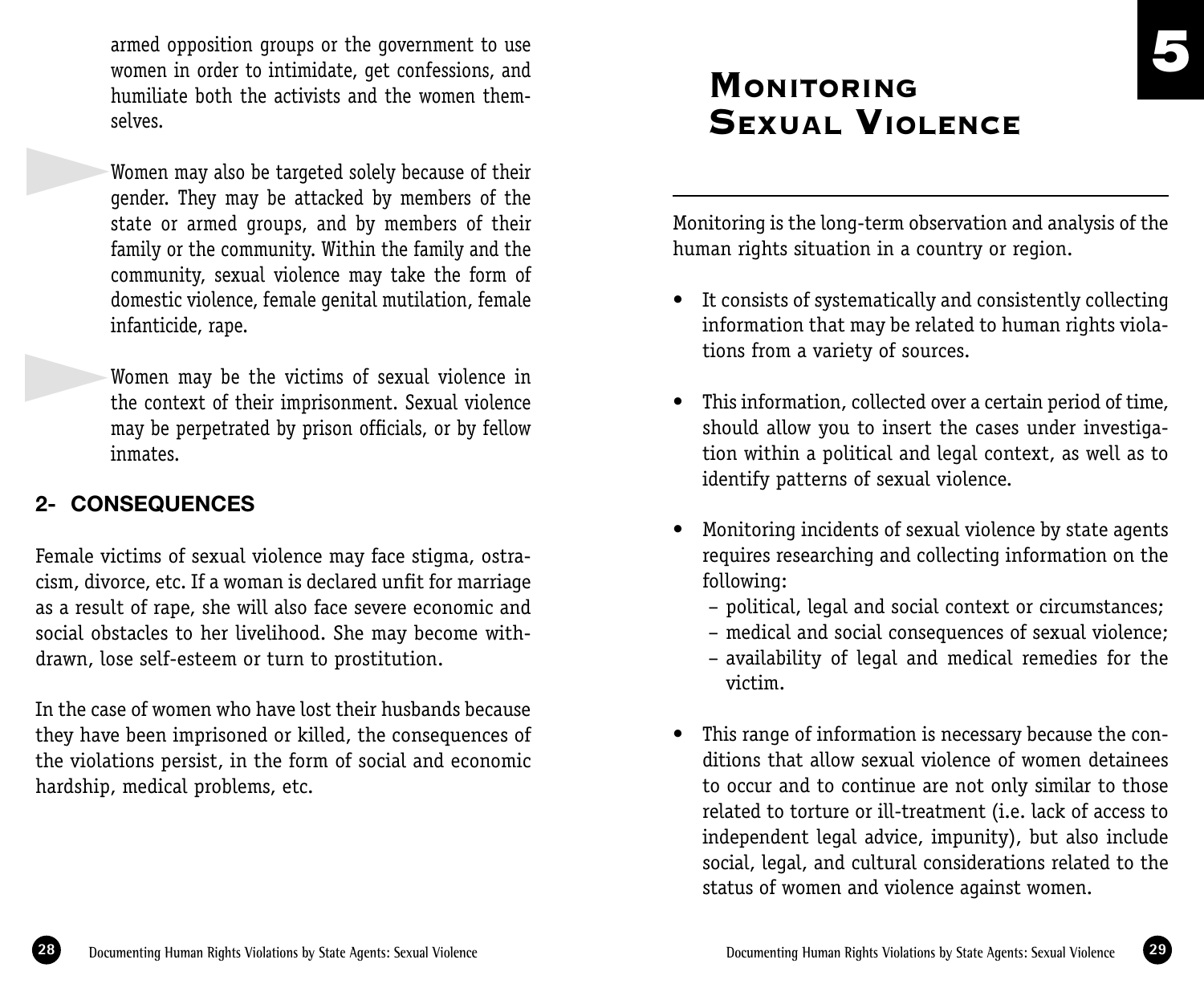armed opposition groups or the government to use women in order to intimidate, get confessions, and humiliate both the activists and the women themselves.

Women may also be targeted solely because of their gender. They may be attacked by members of the state or armed groups, and by members of their family or the community. Within the family and the community, sexual violence may take the form of domestic violence, female genital mutilation, female infanticide, rape.

Women may be the victims of sexual violence in the context of their imprisonment. Sexual violence may be perpetrated by prison officials, or by fellow inmates.

## 2- CONSEQUENCES

Female victims of sexual violence may face stigma, ostracism, divorce, etc. If a woman is declared unfit for marriage as a result of rape, she will also face severe economic and social obstacles to her livelihood. She may become withdrawn, lose self-esteem or turn to prostitution.

In the case of women who have lost their husbands because they have been imprisoned or killed, the consequences of the violations persist, in the form of social and economic hardship, medical problems, etc.

# 5 Monitoring Sexual Violence

Monitoring is the long-term observation and analysis of the human rights situation in a country or region.

- It consists of systematically and consistently collecting information that may be related to human rights violations from a variety of sources.
- This information, collected over a certain period of time, should allow you to insert the cases under investigation within a political and legal context, as well as to identify patterns of sexual violence.
- Monitoring incidents of sexual violence by state agents requires researching and collecting information on the following:
  - political, legal and social context or circumstances;
  - medical and social consequences of sexual violence;
  - availability of legal and medical remedies for the victim.
- This range of information is necessary because the conditions that allow sexual violence of women detainees to occur and to continue are not only similar to those related to torture or ill-treatment (i.e. lack of access to independent legal advice, impunity), but also include social, legal, and cultural considerations related to the status of women and violence against women.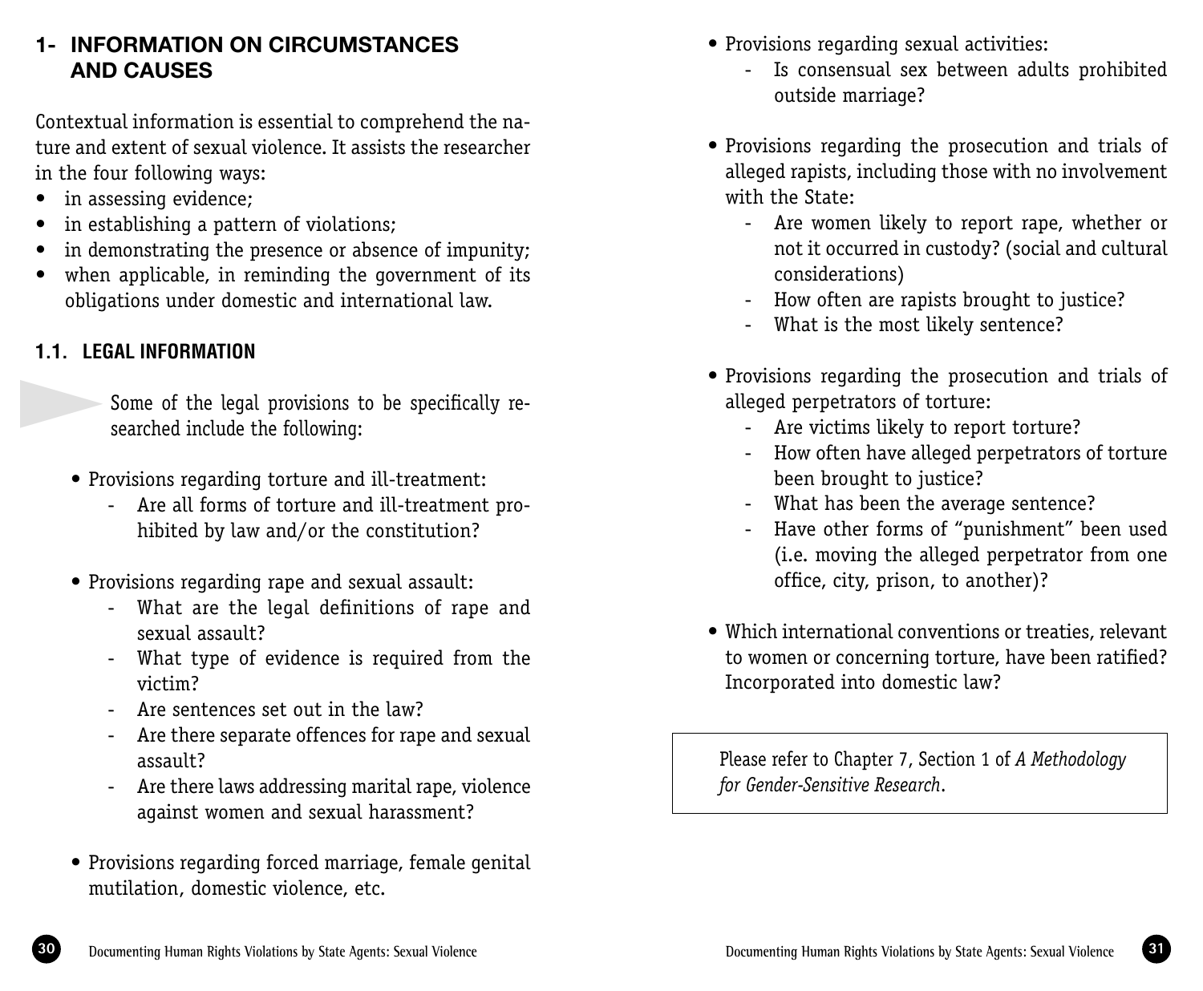## 1- INFORMATION ON CIRCUMSTANCES AND CAUSES

Contextual information is essential to comprehend the nature and extent of sexual violence. It assists the researcher in the four following ways:

- in assessing evidence;
- in establishing a pattern of violations;
- in demonstrating the presence or absence of impunity;
- when applicable, in reminding the government of its obligations under domestic and international law.

### 1.1. LEGAL INFORMATION

Some of the legal provisions to be specifically researched include the following:

- Provisions regarding torture and ill-treatment:
    - Are all forms of torture and ill-treatment prohibited by law and/or the constitution?

- Provisions regarding rape and sexual assault:
    - What are the legal definitions of rape and sexual assault?
    - What type of evidence is required from the victim?
    - Are sentences set out in the law?
    - Are there separate offences for rape and sexual assault?
    - Are there laws addressing marital rape, violence against women and sexual harassment?

- Provisions regarding forced marriage, female genital mutilation, domestic violence, etc.

- Provisions regarding sexual activities:
    - Is consensual sex between adults prohibited outside marriage?

- Provisions regarding the prosecution and trials of alleged rapists, including those with no involvement with the State:
    - Are women likely to report rape, whether or not it occurred in custody? (social and cultural considerations)
    - How often are rapists brought to justice?
    - What is the most likely sentence?

- Provisions regarding the prosecution and trials of alleged perpetrators of torture:
    - Are victims likely to report torture?
    - How often have alleged perpetrators of torture been brought to justice?
    - What has been the average sentence?
    - Have other forms of "punishment" been used (i.e. moving the alleged perpetrator from one office, city, prison, to another)?

- Which international conventions or treaties, relevant to women or concerning torture, have been ratified? Incorporated into domestic law?

Please refer to Chapter 7, Section 1 of *A Methodology for Gender-Sensitive Research*.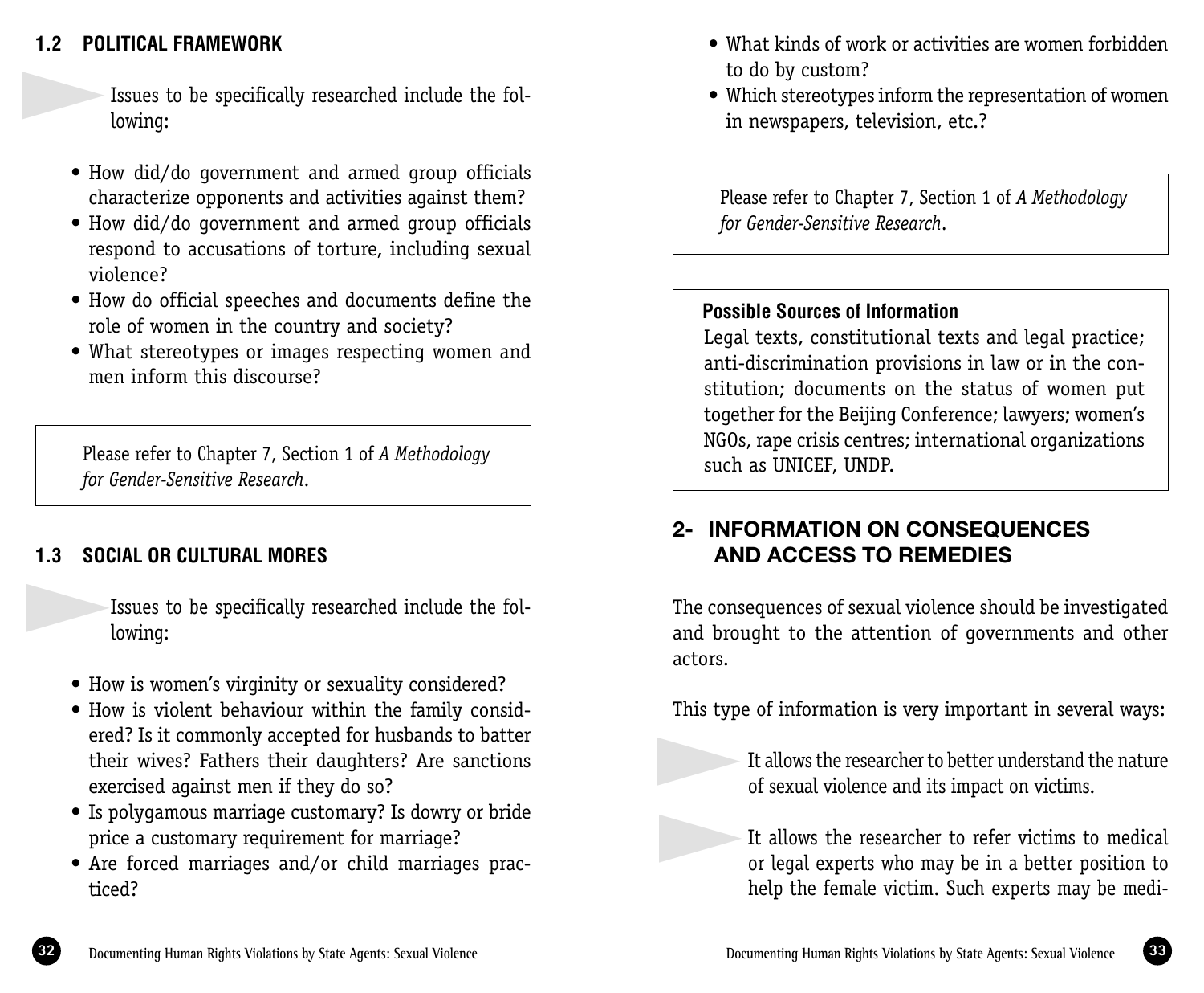## 1.2 POLITICAL FRAMEWORK

Issues to be specifically researched include the following:

- How did/do government and armed group officials characterize opponents and activities against them?
- How did/do government and armed group officials respond to accusations of torture, including sexual violence?
- How do official speeches and documents define the role of women in the country and society?
- What stereotypes or images respecting women and men inform this discourse?

> Please refer to Chapter 7, Section 1 of *A Methodology for Gender-Sensitive Research*.

## 1.3 SOCIAL OR CULTURAL MORES

Issues to be specifically researched include the following:

- How is women's virginity or sexuality considered?
- How is violent behaviour within the family considered? Is it commonly accepted for husbands to batter their wives? Fathers their daughters? Are sanctions exercised against men if they do so?
- Is polygamous marriage customary? Is dowry or bride price a customary requirement for marriage?
- Are forced marriages and/or child marriages practiced?
- What kinds of work or activities are women forbidden to do by custom?
- Which stereotypes inform the representation of women in newspapers, television, etc.?

> Please refer to Chapter 7, Section 1 of *A Methodology for Gender-Sensitive Research*.

> **Possible Sources of Information**
> Legal texts, constitutional texts and legal practice; anti-discrimination provisions in law or in the constitution; documents on the status of women put together for the Beijing Conference; lawyers; women's NGOs, rape crisis centres; international organizations such as UNICEF, UNDP.

# 2- INFORMATION ON CONSEQUENCES AND ACCESS TO REMEDIES

The consequences of sexual violence should be investigated and brought to the attention of governments and other actors.

This type of information is very important in several ways:

It allows the researcher to better understand the nature of sexual violence and its impact on victims.

It allows the researcher to refer victims to medical or legal experts who may be in a better position to help the female victim. Such experts may be medi-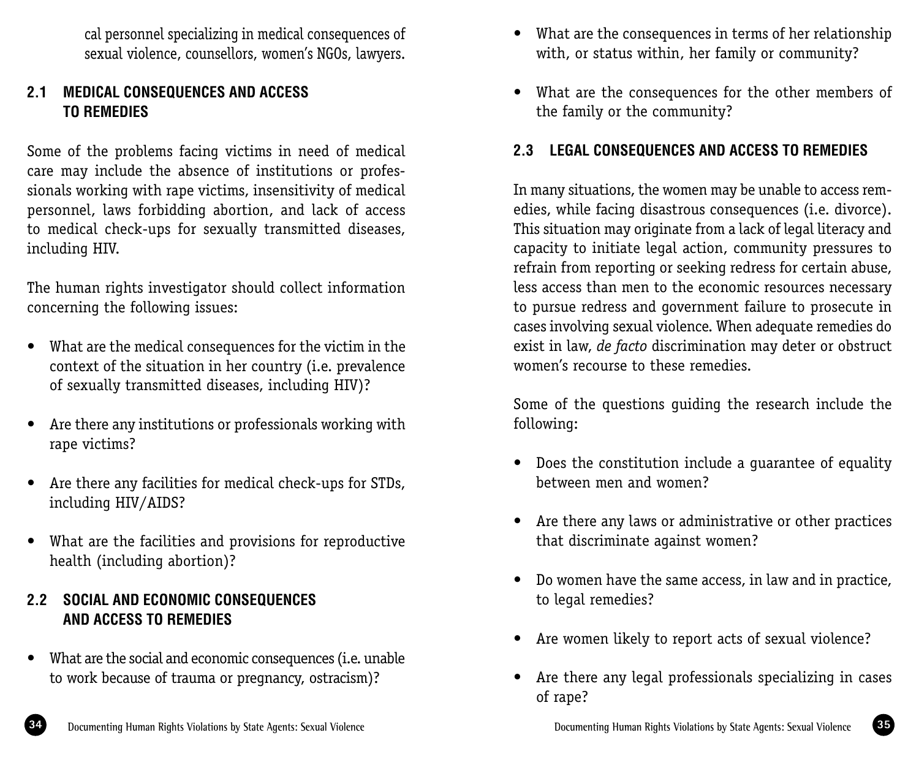cal personnel specializing in medical consequences of sexual violence, counsellors, women's NGOs, lawyers.

### 2.1 MEDICAL CONSEQUENCES AND ACCESS TO REMEDIES

Some of the problems facing victims in need of medical care may include the absence of institutions or professionals working with rape victims, insensitivity of medical personnel, laws forbidding abortion, and lack of access to medical check-ups for sexually transmitted diseases, including HIV.

The human rights investigator should collect information concerning the following issues:

- What are the medical consequences for the victim in the context of the situation in her country (i.e. prevalence of sexually transmitted diseases, including HIV)?
- Are there any institutions or professionals working with rape victims?
- Are there any facilities for medical check-ups for STDs, including HIV/AIDS?
- What are the facilities and provisions for reproductive health (including abortion)?

### 2.2 SOCIAL AND ECONOMIC CONSEQUENCES AND ACCESS TO REMEDIES

- What are the social and economic consequences (i.e. unable to work because of trauma or pregnancy, ostracism)?
- What are the consequences in terms of her relationship with, or status within, her family or community?
- What are the consequences for the other members of the family or the community?

### 2.3 LEGAL CONSEQUENCES AND ACCESS TO REMEDIES

In many situations, the women may be unable to access remedies, while facing disastrous consequences (i.e. divorce). This situation may originate from a lack of legal literacy and capacity to initiate legal action, community pressures to refrain from reporting or seeking redress for certain abuse, less access than men to the economic resources necessary to pursue redress and government failure to prosecute in cases involving sexual violence. When adequate remedies do exist in law, *de facto* discrimination may deter or obstruct women's recourse to these remedies.

Some of the questions guiding the research include the following:

- Does the constitution include a guarantee of equality between men and women?
- Are there any laws or administrative or other practices that discriminate against women?
- Do women have the same access, in law and in practice, to legal remedies?
- Are women likely to report acts of sexual violence?
- Are there any legal professionals specializing in cases of rape?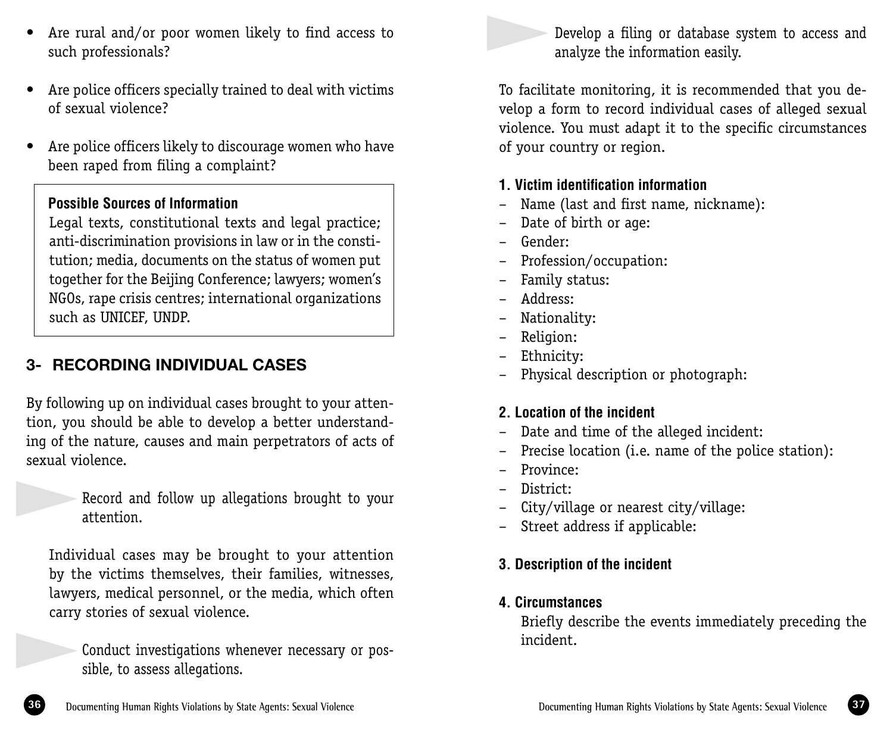- Are rural and/or poor women likely to find access to such professionals?

- Are police officers specially trained to deal with victims of sexual violence?

- Are police officers likely to discourage women who have been raped from filing a complaint?

> **Possible Sources of Information**
>
> Legal texts, constitutional texts and legal practice; anti-discrimination provisions in law or in the constitution; media, documents on the status of women put together for the Beijing Conference; lawyers; women's NGOs, rape crisis centres; international organizations such as UNICEF, UNDP.

## 3- RECORDING INDIVIDUAL CASES

By following up on individual cases brought to your attention, you should be able to develop a better understanding of the nature, causes and main perpetrators of acts of sexual violence.

> Record and follow up allegations brought to your attention.

Individual cases may be brought to your attention by the victims themselves, their families, witnesses, lawyers, medical personnel, or the media, which often carry stories of sexual violence.

> Conduct investigations whenever necessary or possible, to assess allegations.

> Develop a filing or database system to access and analyze the information easily.

To facilitate monitoring, it is recommended that you develop a form to record individual cases of alleged sexual violence. You must adapt it to the specific circumstances of your country or region.

**1. Victim identification information**

- Name (last and first name, nickname):
- Date of birth or age:
- Gender:
- Profession/occupation:
- Family status:
- Address:
- Nationality:
- Religion:
- Ethnicity:
- Physical description or photograph:

**2. Location of the incident**

- Date and time of the alleged incident:
- Precise location (i.e. name of the police station):
- Province:
- District:
- City/village or nearest city/village:
- Street address if applicable:

**3. Description of the incident**

**4. Circumstances**

Briefly describe the events immediately preceding the incident.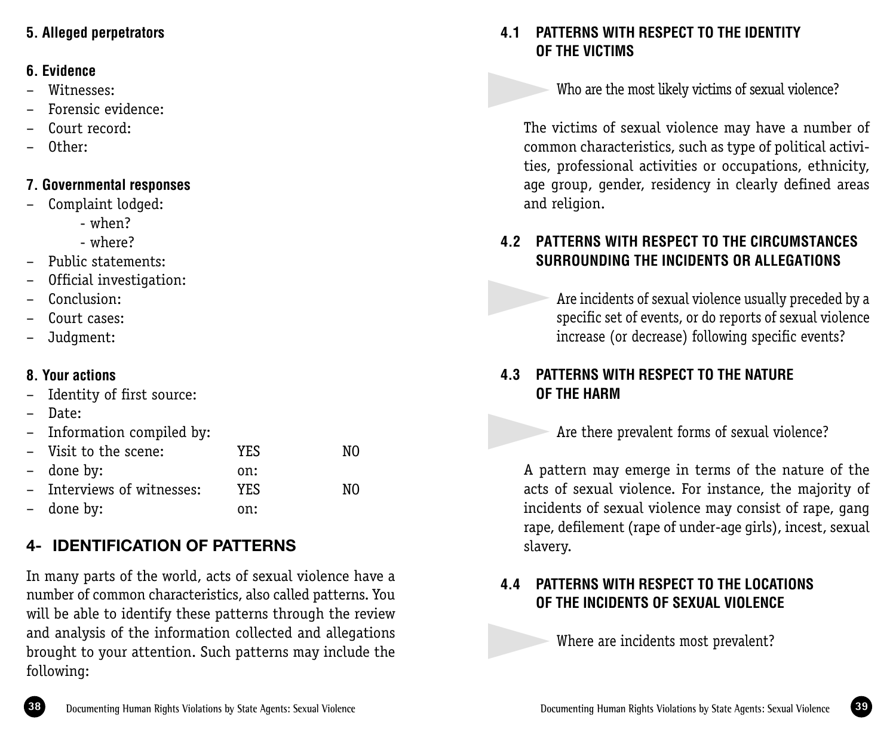### 5. Alleged perpetrators

### 6. Evidence

- Witnesses:
- Forensic evidence:
- Court record:
- Other:

### 7. Governmental responses

- Complaint lodged:
  - when?
  - where?
- Public statements:
- Official investigation:
- Conclusion:
- Court cases:
- Judgment:

### 8. Your actions

- Identity of first source:
- Date:
- Information compiled by:
- Visit to the scene: YES NO
- done by: on:
- Interviews of witnesses: YES NO
- done by: on:

## 4- IDENTIFICATION OF PATTERNS

In many parts of the world, acts of sexual violence have a number of common characteristics, also called patterns. You will be able to identify these patterns through the review and analysis of the information collected and allegations brought to your attention. Such patterns may include the following:

### 4.1 PATTERNS WITH RESPECT TO THE IDENTITY OF THE VICTIMS

> Who are the most likely victims of sexual violence?

The victims of sexual violence may have a number of common characteristics, such as type of political activities, professional activities or occupations, ethnicity, age group, gender, residency in clearly defined areas and religion.

### 4.2 PATTERNS WITH RESPECT TO THE CIRCUMSTANCES SURROUNDING THE INCIDENTS OR ALLEGATIONS

> Are incidents of sexual violence usually preceded by a specific set of events, or do reports of sexual violence increase (or decrease) following specific events?

### 4.3 PATTERNS WITH RESPECT TO THE NATURE OF THE HARM

> Are there prevalent forms of sexual violence?

A pattern may emerge in terms of the nature of the acts of sexual violence. For instance, the majority of incidents of sexual violence may consist of rape, gang rape, defilement (rape of under-age girls), incest, sexual slavery.

### 4.4 PATTERNS WITH RESPECT TO THE LOCATIONS OF THE INCIDENTS OF SEXUAL VIOLENCE

> Where are incidents most prevalent?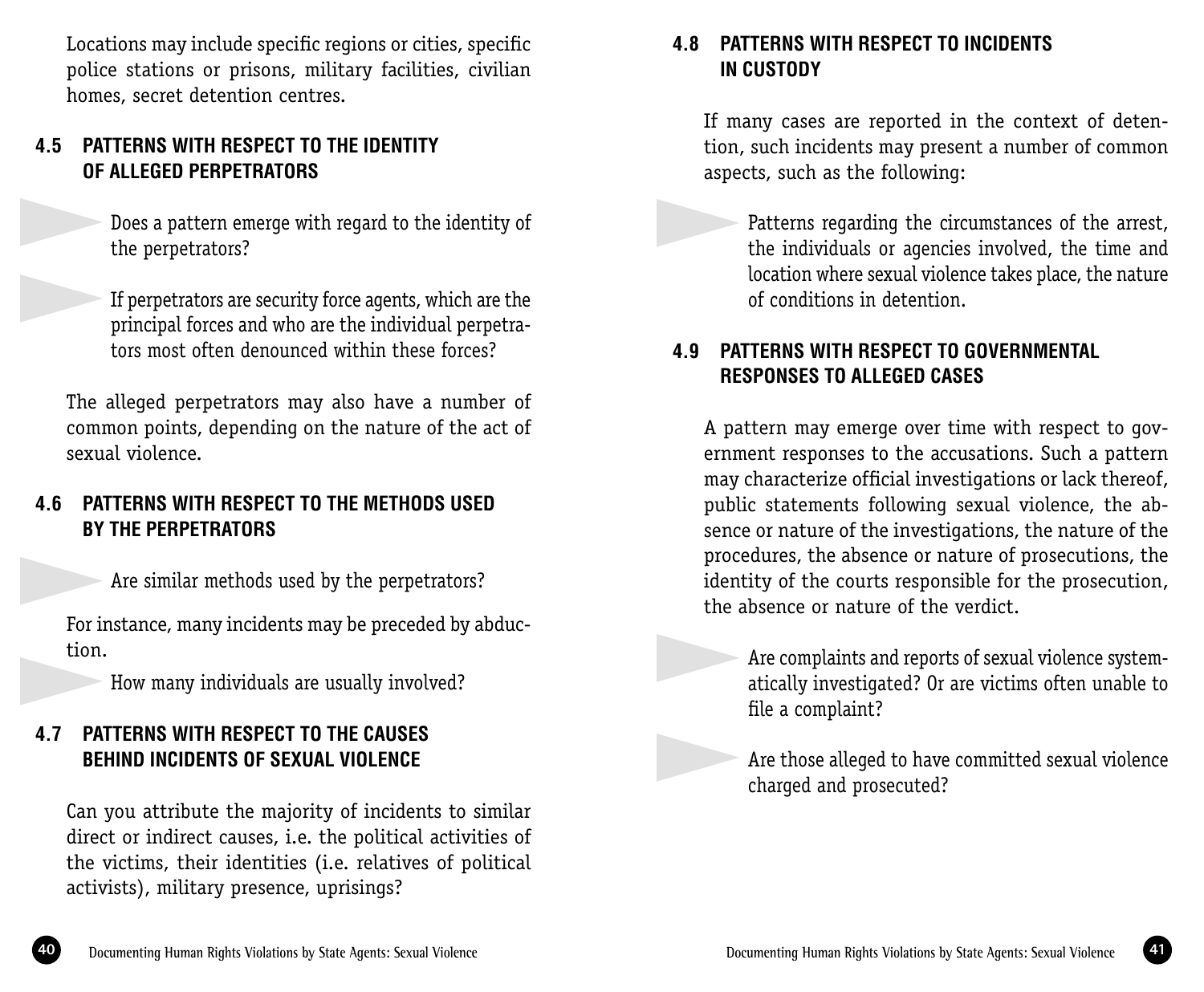Locations may include specific regions or cities, specific police stations or prisons, military facilities, civilian homes, secret detention centres.

### 4.5 PATTERNS WITH RESPECT TO THE IDENTITY OF ALLEGED PERPETRATORS

- Does a pattern emerge with regard to the identity of the perpetrators?
- If perpetrators are security force agents, which are the principal forces and who are the individual perpetrators most often denounced within these forces?

The alleged perpetrators may also have a number of common points, depending on the nature of the act of sexual violence.

### 4.6 PATTERNS WITH RESPECT TO THE METHODS USED BY THE PERPETRATORS

- Are similar methods used by the perpetrators?

For instance, many incidents may be preceded by abduction.

- How many individuals are usually involved?

### 4.7 PATTERNS WITH RESPECT TO THE CAUSES BEHIND INCIDENTS OF SEXUAL VIOLENCE

Can you attribute the majority of incidents to similar direct or indirect causes, i.e. the political activities of the victims, their identities (i.e. relatives of political activists), military presence, uprisings?

### 4.8 PATTERNS WITH RESPECT TO INCIDENTS IN CUSTODY

If many cases are reported in the context of detention, such incidents may present a number of common aspects, such as the following:

- Patterns regarding the circumstances of the arrest, the individuals or agencies involved, the time and location where sexual violence takes place, the nature of conditions in detention.

### 4.9 PATTERNS WITH RESPECT TO GOVERNMENTAL RESPONSES TO ALLEGED CASES

A pattern may emerge over time with respect to government responses to the accusations. Such a pattern may characterize official investigations or lack thereof, public statements following sexual violence, the absence or nature of the investigations, the nature of the procedures, the absence or nature of prosecutions, the identity of the courts responsible for the prosecution, the absence or nature of the verdict.

- Are complaints and reports of sexual violence systematically investigated? Or are victims often unable to file a complaint?
- Are those alleged to have committed sexual violence charged and prosecuted?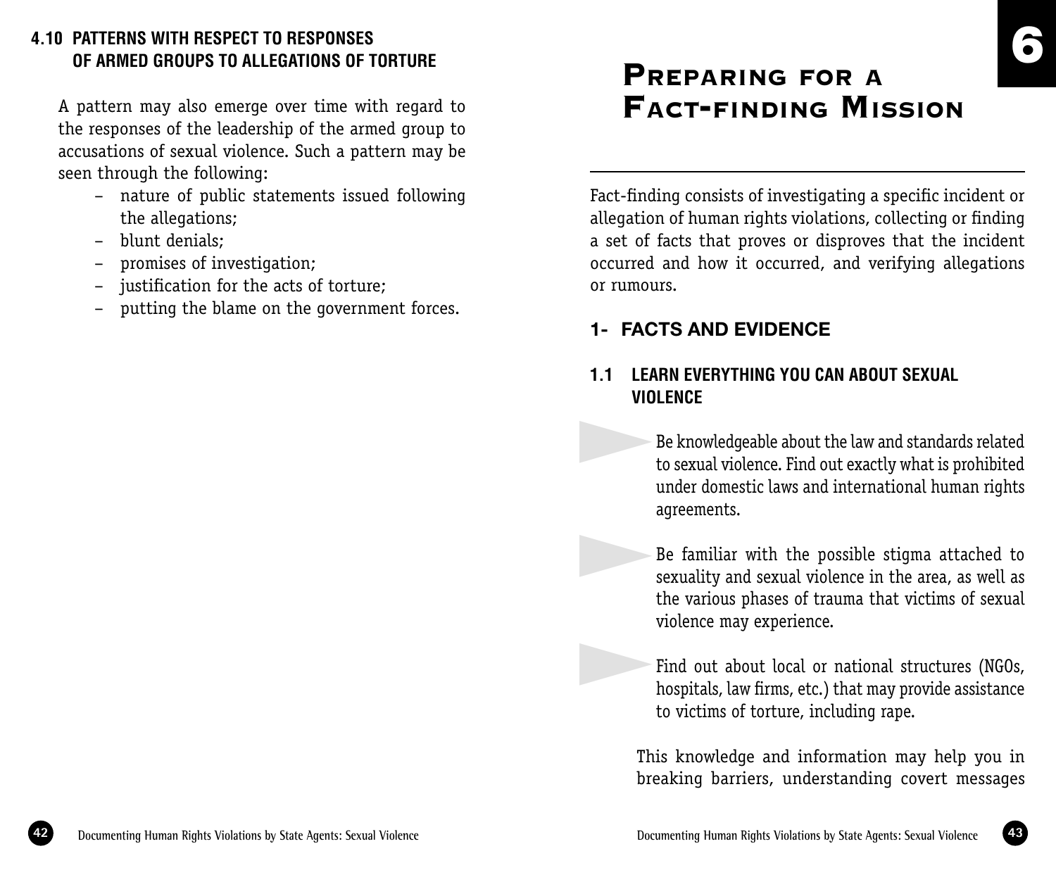### 4.10 PATTERNS WITH RESPECT TO RESPONSES OF ARMED GROUPS TO ALLEGATIONS OF TORTURE

A pattern may also emerge over time with regard to the responses of the leadership of the armed group to accusations of sexual violence. Such a pattern may be seen through the following:

- nature of public statements issued following the allegations;
- blunt denials;
- promises of investigation;
- justification for the acts of torture;
- putting the blame on the government forces.

# 6 Preparing for a Fact-finding Mission

Fact-finding consists of investigating a specific incident or allegation of human rights violations, collecting or finding a set of facts that proves or disproves that the incident occurred and how it occurred, and verifying allegations or rumours.

## 1- FACTS AND EVIDENCE

### 1.1 LEARN EVERYTHING YOU CAN ABOUT SEXUAL VIOLENCE

- Be knowledgeable about the law and standards related to sexual violence. Find out exactly what is prohibited under domestic laws and international human rights agreements.
- Be familiar with the possible stigma attached to sexuality and sexual violence in the area, as well as the various phases of trauma that victims of sexual violence may experience.
- Find out about local or national structures (NGOs, hospitals, law firms, etc.) that may provide assistance to victims of torture, including rape.

This knowledge and information may help you in breaking barriers, understanding covert messages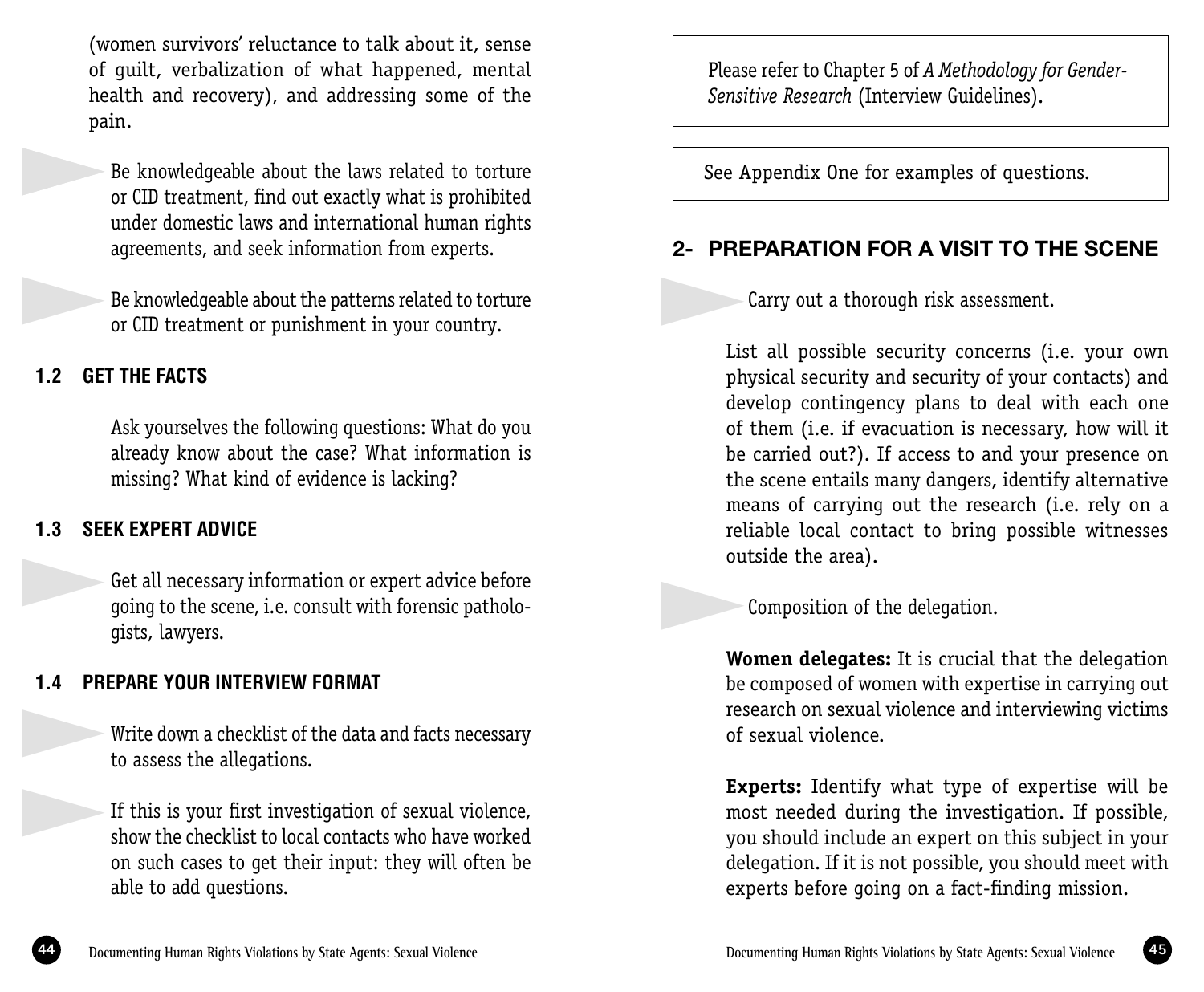(women survivors' reluctance to talk about it, sense of guilt, verbalization of what happened, mental health and recovery), and addressing some of the pain.

- Be knowledgeable about the laws related to torture or CID treatment, find out exactly what is prohibited under domestic laws and international human rights agreements, and seek information from experts.

- Be knowledgeable about the patterns related to torture or CID treatment or punishment in your country.

### 1.2 GET THE FACTS

Ask yourselves the following questions: What do you already know about the case? What information is missing? What kind of evidence is lacking?

### 1.3 SEEK EXPERT ADVICE

- Get all necessary information or expert advice before going to the scene, i.e. consult with forensic pathologists, lawyers.

### 1.4 PREPARE YOUR INTERVIEW FORMAT

- Write down a checklist of the data and facts necessary to assess the allegations.

- If this is your first investigation of sexual violence, show the checklist to local contacts who have worked on such cases to get their input: they will often be able to add questions.

> Please refer to Chapter 5 of *A Methodology for Gender-Sensitive Research* (Interview Guidelines).

> See Appendix One for examples of questions.

## 2- PREPARATION FOR A VISIT TO THE SCENE

- Carry out a thorough risk assessment.

List all possible security concerns (i.e. your own physical security and security of your contacts) and develop contingency plans to deal with each one of them (i.e. if evacuation is necessary, how will it be carried out?). If access to and your presence on the scene entails many dangers, identify alternative means of carrying out the research (i.e. rely on a reliable local contact to bring possible witnesses outside the area).

- Composition of the delegation.

**Women delegates:** It is crucial that the delegation be composed of women with expertise in carrying out research on sexual violence and interviewing victims of sexual violence.

**Experts:** Identify what type of expertise will be most needed during the investigation. If possible, you should include an expert on this subject in your delegation. If it is not possible, you should meet with experts before going on a fact-finding mission.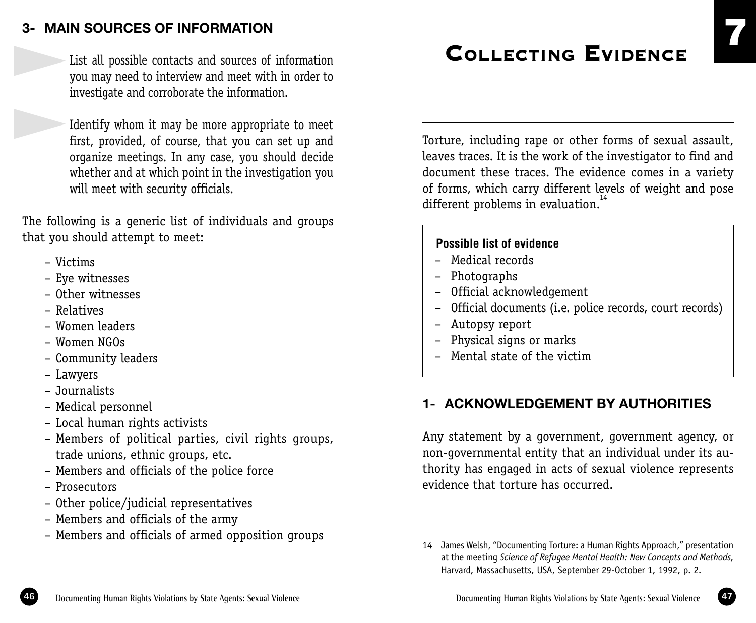## 3- MAIN SOURCES OF INFORMATION

- List all possible contacts and sources of information you may need to interview and meet with in order to investigate and corroborate the information.

- Identify whom it may be more appropriate to meet first, provided, of course, that you can set up and organize meetings. In any case, you should decide whether and at which point in the investigation you will meet with security officials.

The following is a generic list of individuals and groups that you should attempt to meet:

- Victims
- Eye witnesses
- Other witnesses
- Relatives
- Women leaders
- Women NGOs
- Community leaders
- Lawyers
- Journalists
- Medical personnel
- Local human rights activists
- Members of political parties, civil rights groups, trade unions, ethnic groups, etc.
- Members and officials of the police force
- Prosecutors
- Other police/judicial representatives
- Members and officials of the army
- Members and officials of armed opposition groups

# 7 COLLECTING EVIDENCE

Torture, including rape or other forms of sexual assault, leaves traces. It is the work of the investigator to find and document these traces. The evidence comes in a variety of forms, which carry different levels of weight and pose different problems in evaluation.[14]

**Possible list of evidence**

- Medical records
- Photographs
- Official acknowledgement
- Official documents (i.e. police records, court records)
- Autopsy report
- Physical signs or marks
- Mental state of the victim

## 1- ACKNOWLEDGEMENT BY AUTHORITIES

Any statement by a government, government agency, or non-governmental entity that an individual under its authority has engaged in acts of sexual violence represents evidence that torture has occurred.

14 James Welsh, "Documenting Torture: a Human Rights Approach," presentation at the meeting *Science of Refugee Mental Health: New Concepts and Methods,* Harvard, Massachusetts, USA, September 29-October 1, 1992, p. 2.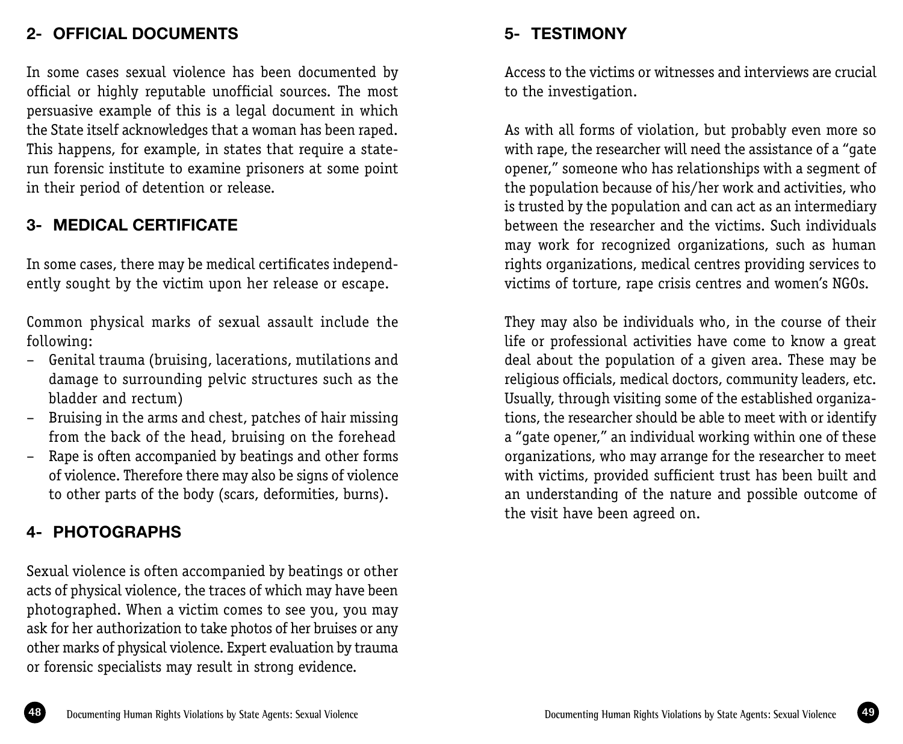## 2- OFFICIAL DOCUMENTS

In some cases sexual violence has been documented by official or highly reputable unofficial sources. The most persuasive example of this is a legal document in which the State itself acknowledges that a woman has been raped. This happens, for example, in states that require a state-run forensic institute to examine prisoners at some point in their period of detention or release.

## 3- MEDICAL CERTIFICATE

In some cases, there may be medical certificates independently sought by the victim upon her release or escape.

Common physical marks of sexual assault include the following:

- Genital trauma (bruising, lacerations, mutilations and damage to surrounding pelvic structures such as the bladder and rectum)
- Bruising in the arms and chest, patches of hair missing from the back of the head, bruising on the forehead
- Rape is often accompanied by beatings and other forms of violence. Therefore there may also be signs of violence to other parts of the body (scars, deformities, burns).

## 4- PHOTOGRAPHS

Sexual violence is often accompanied by beatings or other acts of physical violence, the traces of which may have been photographed. When a victim comes to see you, you may ask for her authorization to take photos of her bruises or any other marks of physical violence. Expert evaluation by trauma or forensic specialists may result in strong evidence.

## 5- TESTIMONY

Access to the victims or witnesses and interviews are crucial to the investigation.

As with all forms of violation, but probably even more so with rape, the researcher will need the assistance of a "gate opener," someone who has relationships with a segment of the population because of his/her work and activities, who is trusted by the population and can act as an intermediary between the researcher and the victims. Such individuals may work for recognized organizations, such as human rights organizations, medical centres providing services to victims of torture, rape crisis centres and women's NGOs.

They may also be individuals who, in the course of their life or professional activities have come to know a great deal about the population of a given area. These may be religious officials, medical doctors, community leaders, etc. Usually, through visiting some of the established organizations, the researcher should be able to meet with or identify a "gate opener," an individual working within one of these organizations, who may arrange for the researcher to meet with victims, provided sufficient trust has been built and an understanding of the nature and possible outcome of the visit have been agreed on.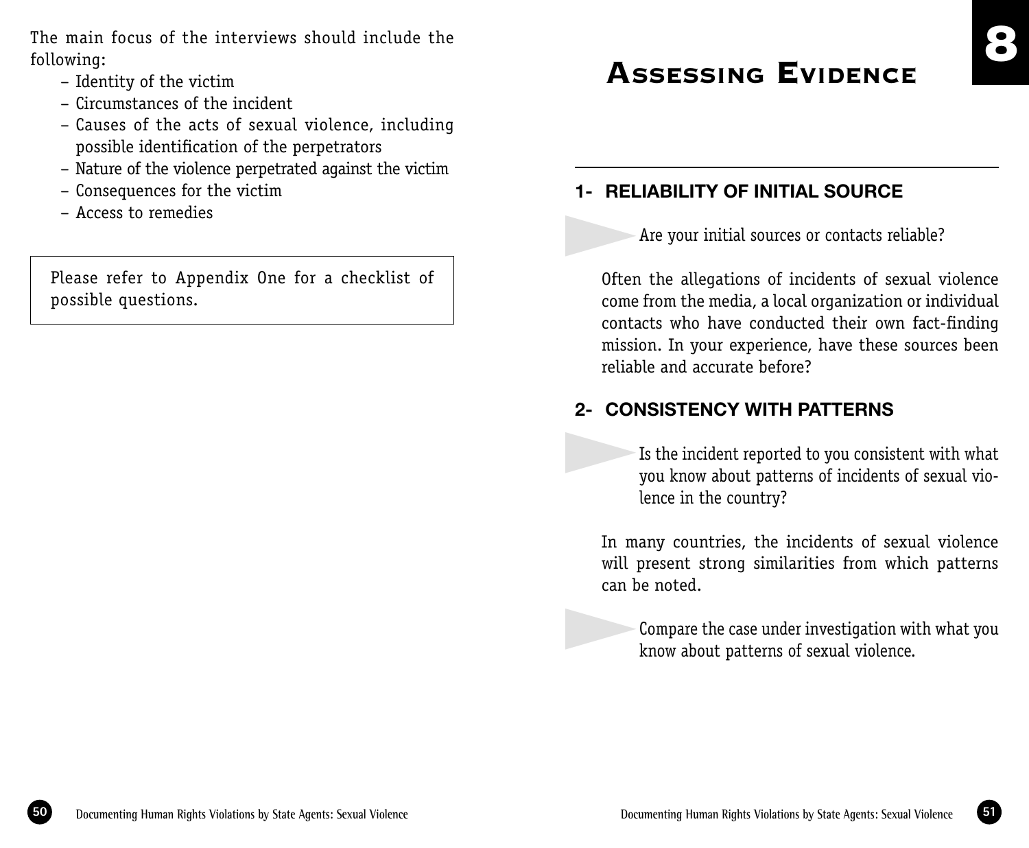The main focus of the interviews should include the following:

- Identity of the victim
- Circumstances of the incident
- Causes of the acts of sexual violence, including possible identification of the perpetrators
- Nature of the violence perpetrated against the victim
- Consequences for the victim
- Access to remedies

Please refer to Appendix One for a checklist of possible questions.

# 8 Assessing Evidence

## 1- RELIABILITY OF INITIAL SOURCE

Are your initial sources or contacts reliable?

Often the allegations of incidents of sexual violence come from the media, a local organization or individual contacts who have conducted their own fact-finding mission. In your experience, have these sources been reliable and accurate before?

## 2- CONSISTENCY WITH PATTERNS

Is the incident reported to you consistent with what you know about patterns of incidents of sexual violence in the country?

In many countries, the incidents of sexual violence will present strong similarities from which patterns can be noted.

Compare the case under investigation with what you know about patterns of sexual violence.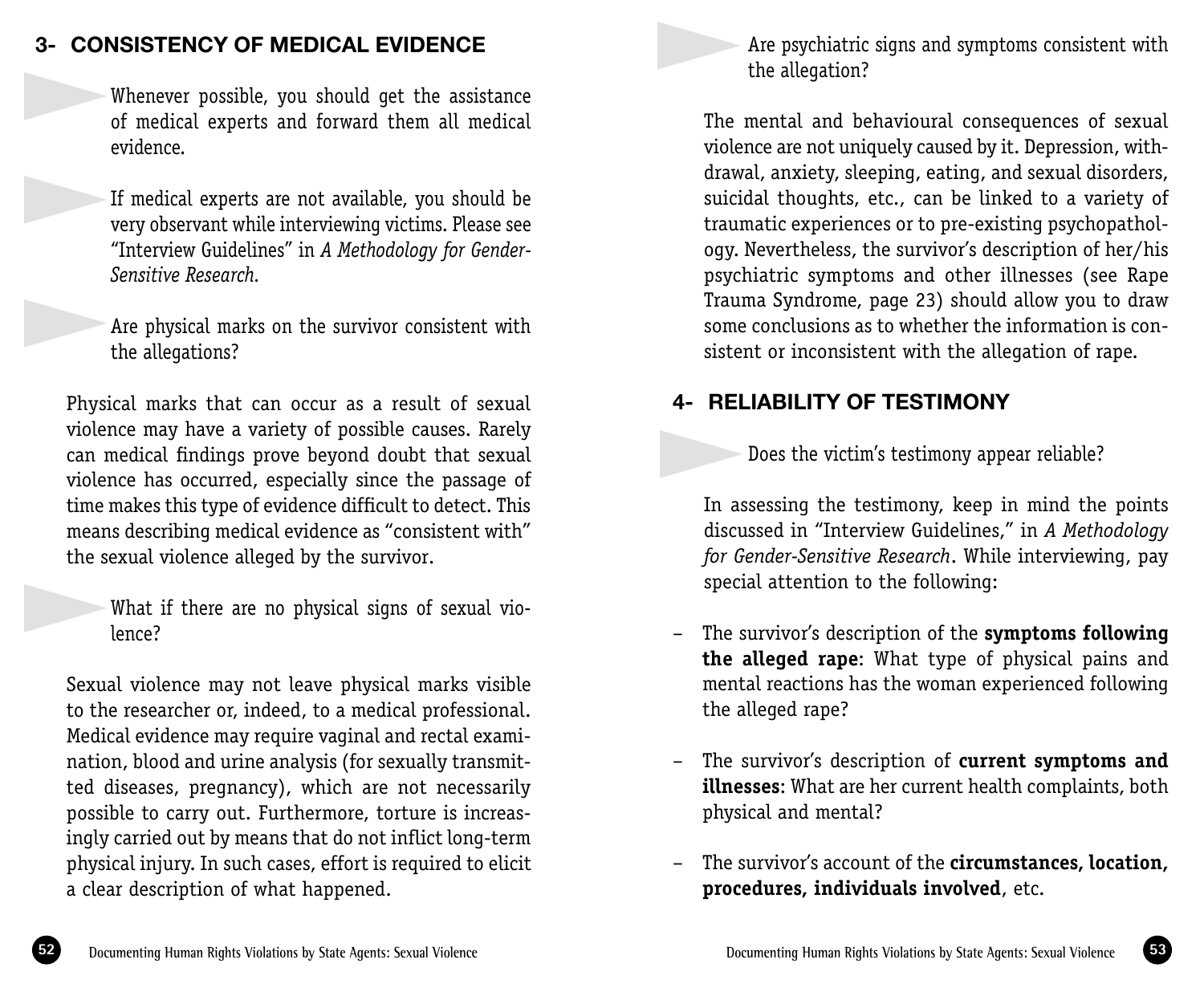## 3- CONSISTENCY OF MEDICAL EVIDENCE

- Whenever possible, you should get the assistance of medical experts and forward them all medical evidence.

- If medical experts are not available, you should be very observant while interviewing victims. Please see "Interview Guidelines" in *A Methodology for Gender-Sensitive Research*.

- Are physical marks on the survivor consistent with the allegations?

Physical marks that can occur as a result of sexual violence may have a variety of possible causes. Rarely can medical findings prove beyond doubt that sexual violence has occurred, especially since the passage of time makes this type of evidence difficult to detect. This means describing medical evidence as "consistent with" the sexual violence alleged by the survivor.

- What if there are no physical signs of sexual violence?

Sexual violence may not leave physical marks visible to the researcher or, indeed, to a medical professional. Medical evidence may require vaginal and rectal examination, blood and urine analysis (for sexually transmitted diseases, pregnancy), which are not necessarily possible to carry out. Furthermore, torture is increasingly carried out by means that do not inflict long-term physical injury. In such cases, effort is required to elicit a clear description of what happened.

- Are psychiatric signs and symptoms consistent with the allegation?

The mental and behavioural consequences of sexual violence are not uniquely caused by it. Depression, withdrawal, anxiety, sleeping, eating, and sexual disorders, suicidal thoughts, etc., can be linked to a variety of traumatic experiences or to pre-existing psychopathology. Nevertheless, the survivor's description of her/his psychiatric symptoms and other illnesses (see Rape Trauma Syndrome, page 23) should allow you to draw some conclusions as to whether the information is consistent or inconsistent with the allegation of rape.

## 4- RELIABILITY OF TESTIMONY

- Does the victim's testimony appear reliable?

In assessing the testimony, keep in mind the points discussed in "Interview Guidelines," in *A Methodology for Gender-Sensitive Research*. While interviewing, pay special attention to the following:

- The survivor's description of the **symptoms following the alleged rape**: What type of physical pains and mental reactions has the woman experienced following the alleged rape?

- The survivor's description of **current symptoms and illnesses**: What are her current health complaints, both physical and mental?

- The survivor's account of the **circumstances, location, procedures, individuals involved**, etc.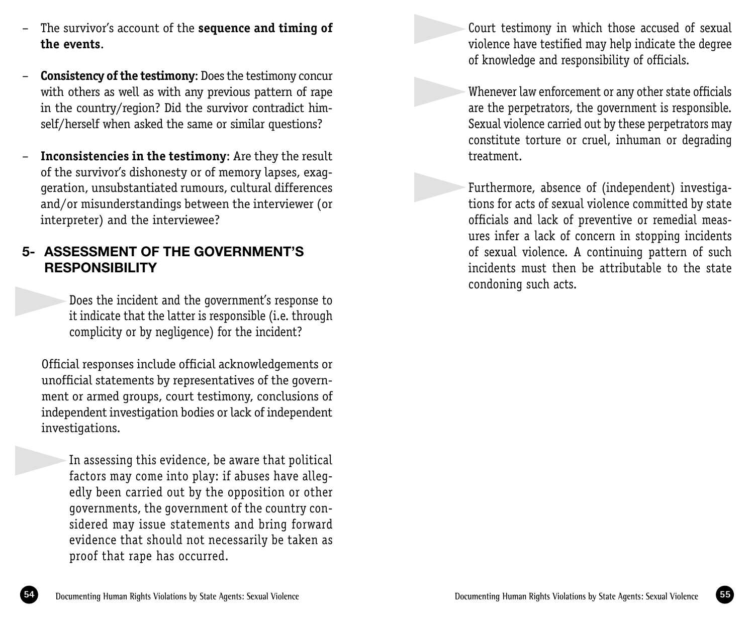- The survivor's account of the **sequence and timing of the events**.

- **Consistency of the testimony**: Does the testimony concur with others as well as with any previous pattern of rape in the country/region? Did the survivor contradict him-self/herself when asked the same or similar questions?

- **Inconsistencies in the testimony**: Are they the result of the survivor's dishonesty or of memory lapses, exaggeration, unsubstantiated rumours, cultural differences and/or misunderstandings between the interviewer (or interpreter) and the interviewee?

## 5- ASSESSMENT OF THE GOVERNMENT'S RESPONSIBILITY

- Does the incident and the government's response to it indicate that the latter is responsible (i.e. through complicity or by negligence) for the incident?

Official responses include official acknowledgements or unofficial statements by representatives of the government or armed groups, court testimony, conclusions of independent investigation bodies or lack of independent investigations.

- In assessing this evidence, be aware that political factors may come into play: if abuses have allegedly been carried out by the opposition or other governments, the government of the country considered may issue statements and bring forward evidence that should not necessarily be taken as proof that rape has occurred.

- Court testimony in which those accused of sexual violence have testified may help indicate the degree of knowledge and responsibility of officials.

- Whenever law enforcement or any other state officials are the perpetrators, the government is responsible. Sexual violence carried out by these perpetrators may constitute torture or cruel, inhuman or degrading treatment.

- Furthermore, absence of (independent) investigations for acts of sexual violence committed by state officials and lack of preventive or remedial measures infer a lack of concern in stopping incidents of sexual violence. A continuing pattern of such incidents must then be attributable to the state condoning such acts.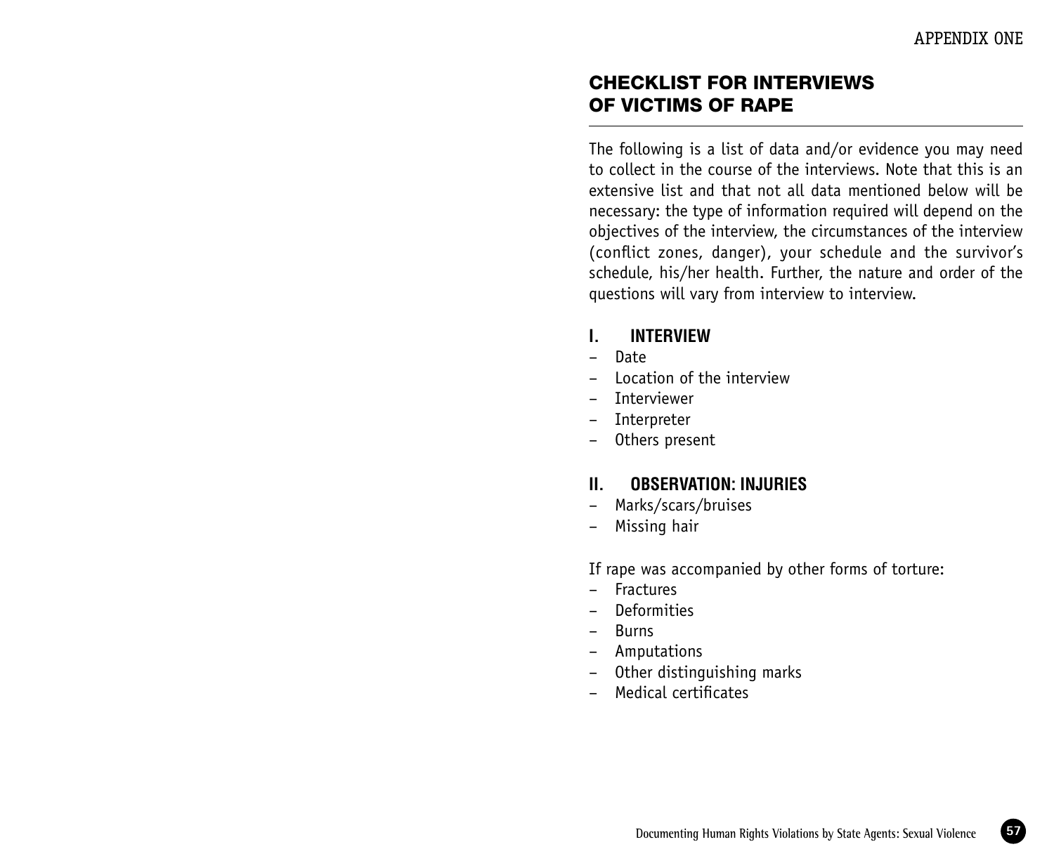APPENDIX ONE

## CHECKLIST FOR INTERVIEWS OF VICTIMS OF RAPE

The following is a list of data and/or evidence you may need to collect in the course of the interviews. Note that this is an extensive list and that not all data mentioned below will be necessary: the type of information required will depend on the objectives of the interview, the circumstances of the interview (conflict zones, danger), your schedule and the survivor's schedule, his/her health. Further, the nature and order of the questions will vary from interview to interview.

### I. INTERVIEW

- Date
- Location of the interview
- Interviewer
- Interpreter
- Others present

### II. OBSERVATION: INJURIES

- Marks/scars/bruises
- Missing hair

If rape was accompanied by other forms of torture:

- Fractures
- Deformities
- Burns
- Amputations
- Other distinguishing marks
- Medical certificates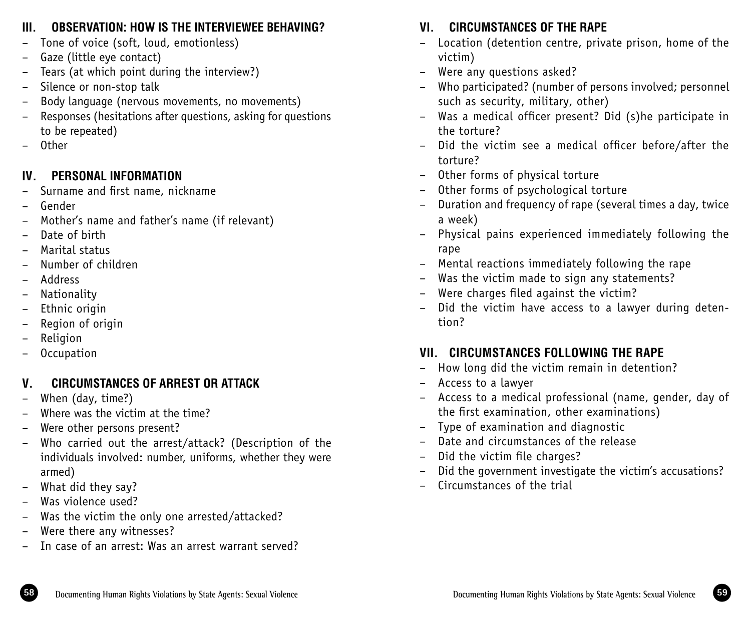## III. OBSERVATION: HOW IS THE INTERVIEWEE BEHAVING?

- Tone of voice (soft, loud, emotionless)
- Gaze (little eye contact)
- Tears (at which point during the interview?)
- Silence or non-stop talk
- Body language (nervous movements, no movements)
- Responses (hesitations after questions, asking for questions to be repeated)
- Other

## IV. PERSONAL INFORMATION

- Surname and first name, nickname
- Gender
- Mother's name and father's name (if relevant)
- Date of birth
- Marital status
- Number of children
- Address
- Nationality
- Ethnic origin
- Region of origin
- Religion
- Occupation

## V. CIRCUMSTANCES OF ARREST OR ATTACK

- When (day, time?)
- Where was the victim at the time?
- Were other persons present?
- Who carried out the arrest/attack? (Description of the individuals involved: number, uniforms, whether they were armed)
- What did they say?
- Was violence used?
- Was the victim the only one arrested/attacked?
- Were there any witnesses?
- In case of an arrest: Was an arrest warrant served?

## VI. CIRCUMSTANCES OF THE RAPE

- Location (detention centre, private prison, home of the victim)
- Were any questions asked?
- Who participated? (number of persons involved; personnel such as security, military, other)
- Was a medical officer present? Did (s)he participate in the torture?
- Did the victim see a medical officer before/after the torture?
- Other forms of physical torture
- Other forms of psychological torture
- Duration and frequency of rape (several times a day, twice a week)
- Physical pains experienced immediately following the rape
- Mental reactions immediately following the rape
- Was the victim made to sign any statements?
- Were charges filed against the victim?
- Did the victim have access to a lawyer during detention?

## VII. CIRCUMSTANCES FOLLOWING THE RAPE

- How long did the victim remain in detention?
- Access to a lawyer
- Access to a medical professional (name, gender, day of the first examination, other examinations)
- Type of examination and diagnostic
- Date and circumstances of the release
- Did the victim file charges?
- Did the government investigate the victim's accusations?
- Circumstances of the trial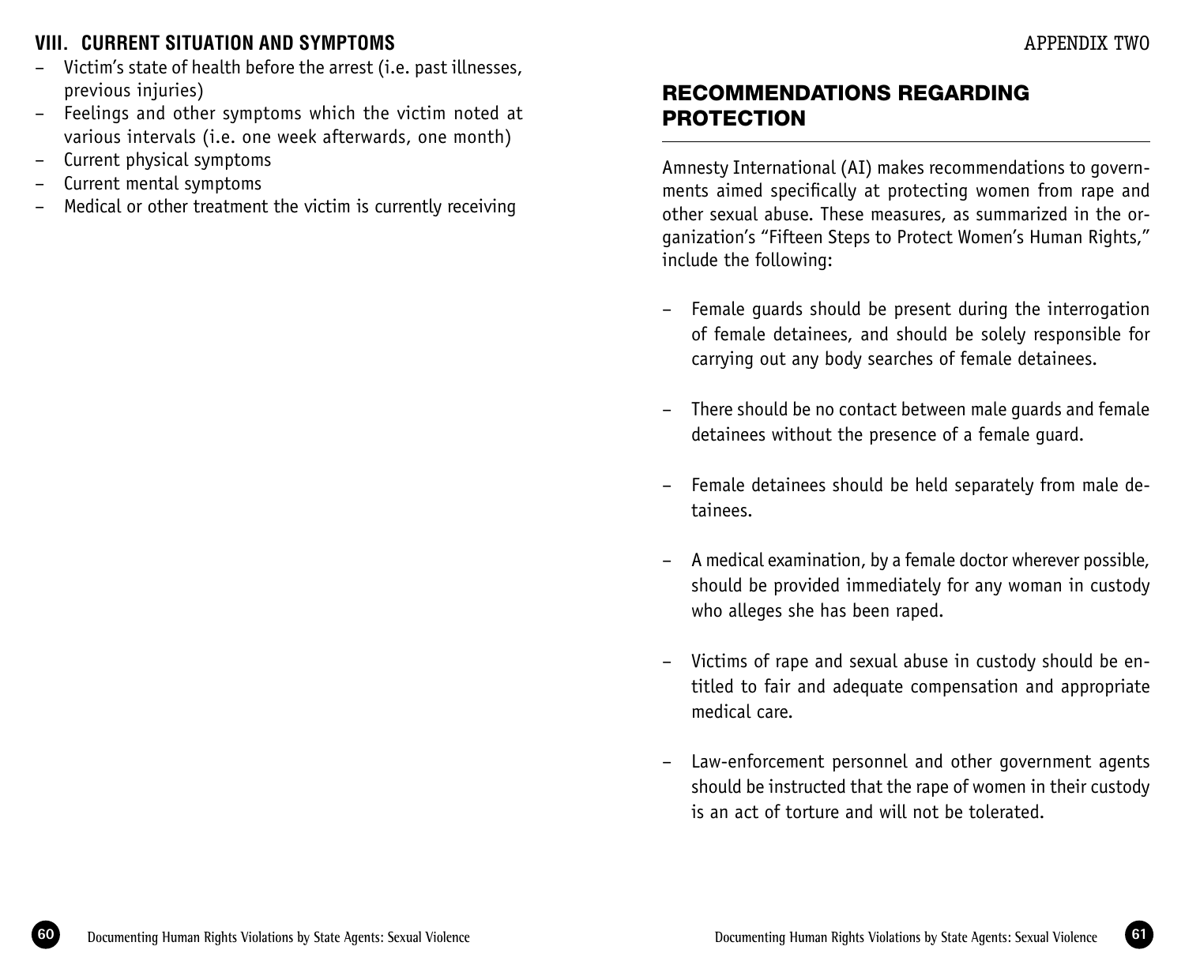### VIII. CURRENT SITUATION AND SYMPTOMS

- Victim's state of health before the arrest (i.e. past illnesses, previous injuries)
- Feelings and other symptoms which the victim noted at various intervals (i.e. one week afterwards, one month)
- Current physical symptoms
- Current mental symptoms
- Medical or other treatment the victim is currently receiving

APPENDIX TWO

## RECOMMENDATIONS REGARDING PROTECTION

Amnesty International (AI) makes recommendations to governments aimed specifically at protecting women from rape and other sexual abuse. These measures, as summarized in the organization's "Fifteen Steps to Protect Women's Human Rights," include the following:

- Female guards should be present during the interrogation of female detainees, and should be solely responsible for carrying out any body searches of female detainees.

- There should be no contact between male guards and female detainees without the presence of a female guard.

- Female detainees should be held separately from male detainees.

- A medical examination, by a female doctor wherever possible, should be provided immediately for any woman in custody who alleges she has been raped.

- Victims of rape and sexual abuse in custody should be entitled to fair and adequate compensation and appropriate medical care.

- Law-enforcement personnel and other government agents should be instructed that the rape of women in their custody is an act of torture and will not be tolerated.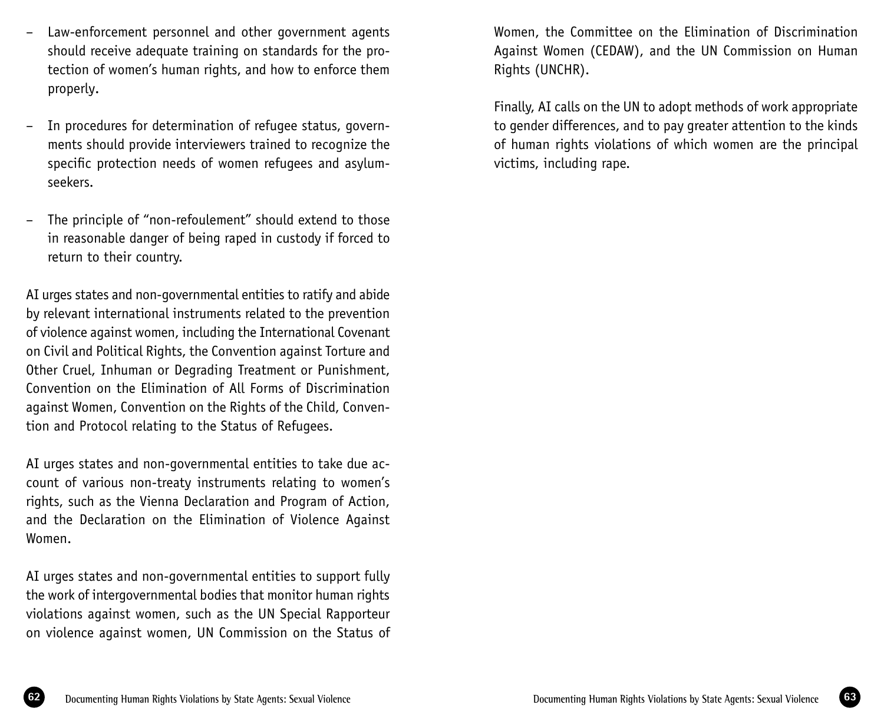- Law-enforcement personnel and other government agents should receive adequate training on standards for the protection of women's human rights, and how to enforce them properly.

- In procedures for determination of refugee status, governments should provide interviewers trained to recognize the specific protection needs of women refugees and asylum-seekers.

- The principle of "non-refoulement" should extend to those in reasonable danger of being raped in custody if forced to return to their country.

AI urges states and non-governmental entities to ratify and abide by relevant international instruments related to the prevention of violence against women, including the International Covenant on Civil and Political Rights, the Convention against Torture and Other Cruel, Inhuman or Degrading Treatment or Punishment, Convention on the Elimination of All Forms of Discrimination against Women, Convention on the Rights of the Child, Convention and Protocol relating to the Status of Refugees.

AI urges states and non-governmental entities to take due account of various non-treaty instruments relating to women's rights, such as the Vienna Declaration and Program of Action, and the Declaration on the Elimination of Violence Against Women.

AI urges states and non-governmental entities to support fully the work of intergovernmental bodies that monitor human rights violations against women, such as the UN Special Rapporteur on violence against women, UN Commission on the Status of Women, the Committee on the Elimination of Discrimination Against Women (CEDAW), and the UN Commission on Human Rights (UNCHR).

Finally, AI calls on the UN to adopt methods of work appropriate to gender differences, and to pay greater attention to the kinds of human rights violations of which women are the principal victims, including rape.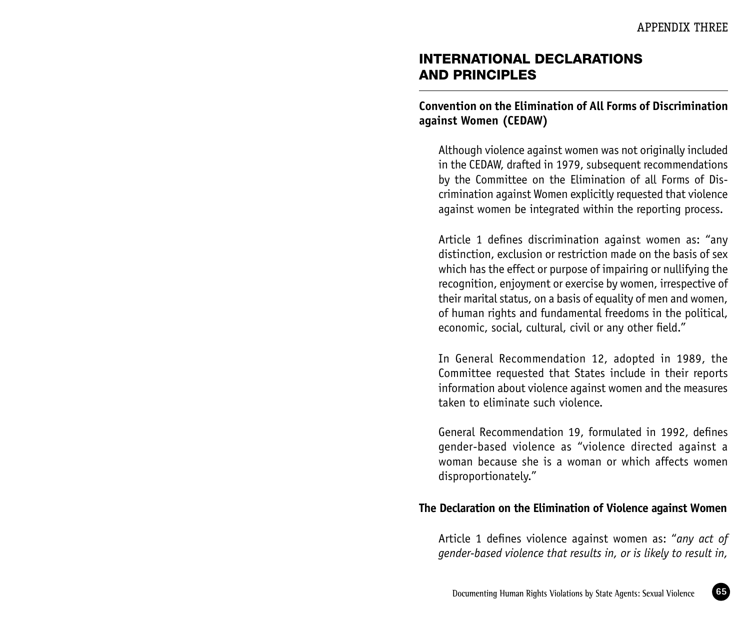## INTERNATIONAL DECLARATIONS AND PRINCIPLES

### Convention on the Elimination of All Forms of Discrimination against Women (CEDAW)

Although violence against women was not originally included in the CEDAW, drafted in 1979, subsequent recommendations by the Committee on the Elimination of all Forms of Discrimination against Women explicitly requested that violence against women be integrated within the reporting process.

Article 1 defines discrimination against women as: "any distinction, exclusion or restriction made on the basis of sex which has the effect or purpose of impairing or nullifying the recognition, enjoyment or exercise by women, irrespective of their marital status, on a basis of equality of men and women, of human rights and fundamental freedoms in the political, economic, social, cultural, civil or any other field."

In General Recommendation 12, adopted in 1989, the Committee requested that States include in their reports information about violence against women and the measures taken to eliminate such violence.

General Recommendation 19, formulated in 1992, defines gender-based violence as "violence directed against a woman because she is a woman or which affects women disproportionately."

### The Declaration on the Elimination of Violence against Women

Article 1 defines violence against women as: "*any act of gender-based violence that results in, or is likely to result in,*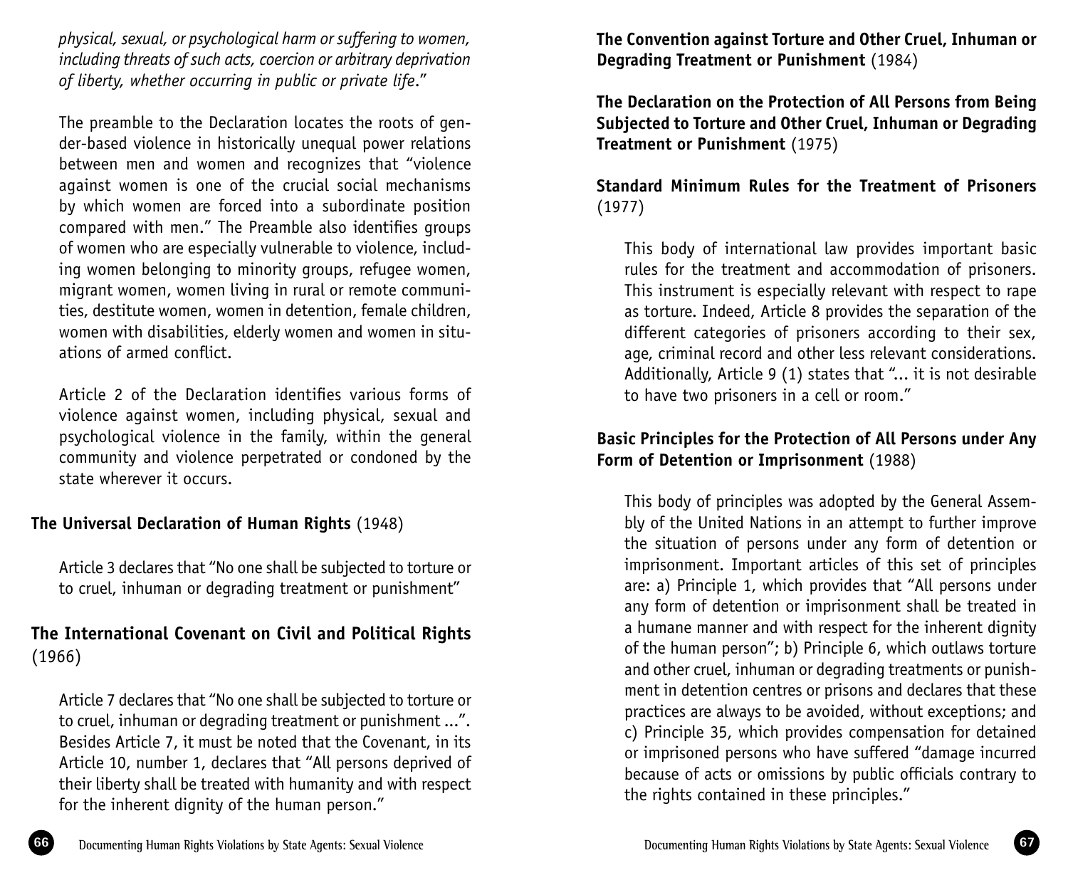*physical, sexual, or psychological harm or suffering to women, including threats of such acts, coercion or arbitrary deprivation of liberty, whether occurring in public or private life*."

The preamble to the Declaration locates the roots of gender-based violence in historically unequal power relations between men and women and recognizes that "violence against women is one of the crucial social mechanisms by which women are forced into a subordinate position compared with men." The Preamble also identifies groups of women who are especially vulnerable to violence, including women belonging to minority groups, refugee women, migrant women, women living in rural or remote communities, destitute women, women in detention, female children, women with disabilities, elderly women and women in situations of armed conflict.

Article 2 of the Declaration identifies various forms of violence against women, including physical, sexual and psychological violence in the family, within the general community and violence perpetrated or condoned by the state wherever it occurs.

**The Universal Declaration of Human Rights** (1948)

Article 3 declares that "No one shall be subjected to torture or to cruel, inhuman or degrading treatment or punishment"

**The International Covenant on Civil and Political Rights** (1966)

Article 7 declares that "No one shall be subjected to torture or to cruel, inhuman or degrading treatment or punishment ...". Besides Article 7, it must be noted that the Covenant, in its Article 10, number 1, declares that "All persons deprived of their liberty shall be treated with humanity and with respect for the inherent dignity of the human person."

**The Convention against Torture and Other Cruel, Inhuman or Degrading Treatment or Punishment** (1984)

**The Declaration on the Protection of All Persons from Being Subjected to Torture and Other Cruel, Inhuman or Degrading Treatment or Punishment** (1975)

**Standard Minimum Rules for the Treatment of Prisoners** (1977)

This body of international law provides important basic rules for the treatment and accommodation of prisoners. This instrument is especially relevant with respect to rape as torture. Indeed, Article 8 provides the separation of the different categories of prisoners according to their sex, age, criminal record and other less relevant considerations. Additionally, Article 9 (1) states that "... it is not desirable to have two prisoners in a cell or room."

**Basic Principles for the Protection of All Persons under Any Form of Detention or Imprisonment** (1988)

This body of principles was adopted by the General Assembly of the United Nations in an attempt to further improve the situation of persons under any form of detention or imprisonment. Important articles of this set of principles are: a) Principle 1, which provides that "All persons under any form of detention or imprisonment shall be treated in a humane manner and with respect for the inherent dignity of the human person"; b) Principle 6, which outlaws torture and other cruel, inhuman or degrading treatments or punishment in detention centres or prisons and declares that these practices are always to be avoided, without exceptions; and c) Principle 35, which provides compensation for detained or imprisoned persons who have suffered "damage incurred because of acts or omissions by public officials contrary to the rights contained in these principles."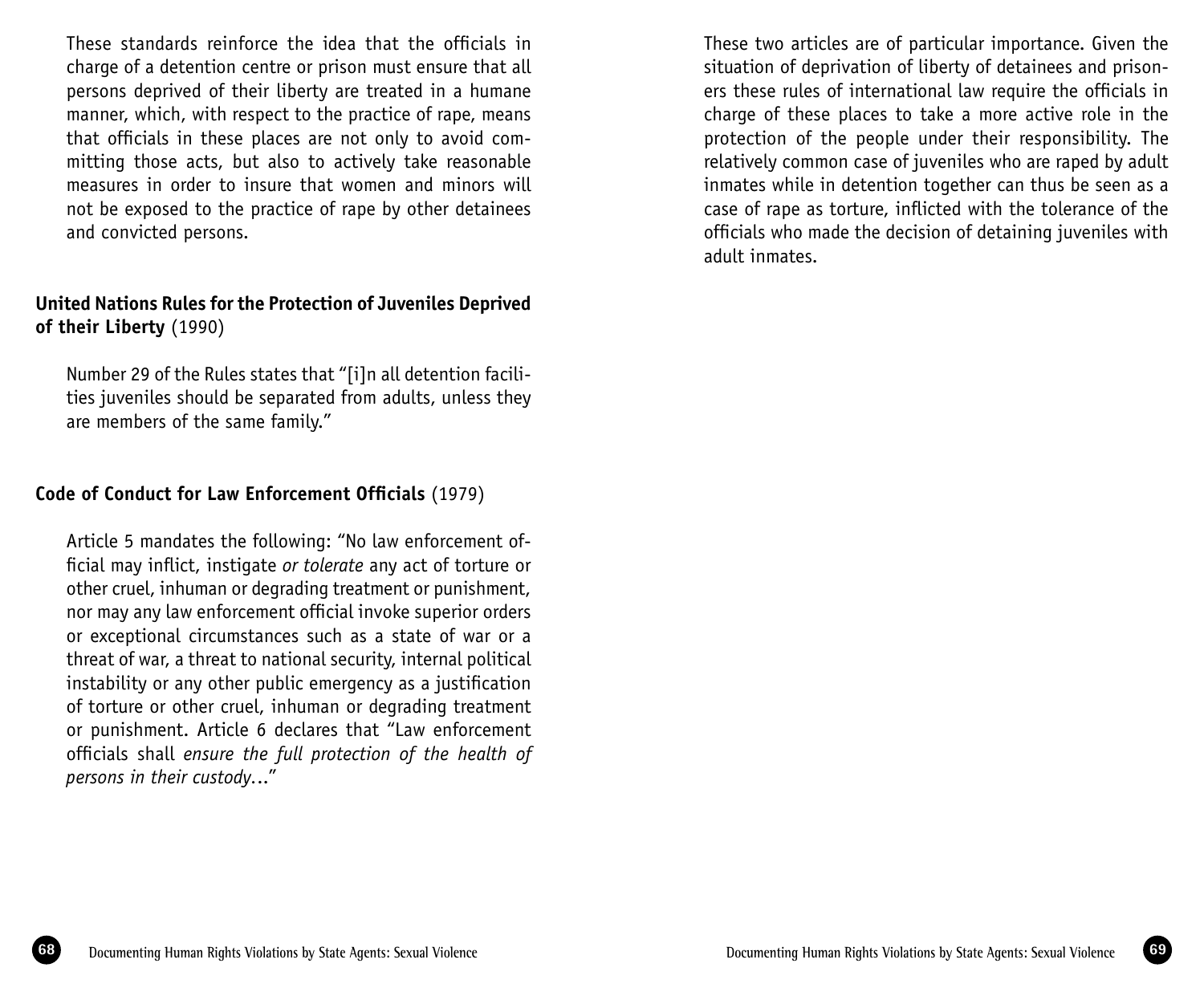These standards reinforce the idea that the officials in charge of a detention centre or prison must ensure that all persons deprived of their liberty are treated in a humane manner, which, with respect to the practice of rape, means that officials in these places are not only to avoid committing those acts, but also to actively take reasonable measures in order to insure that women and minors will not be exposed to the practice of rape by other detainees and convicted persons.

**United Nations Rules for the Protection of Juveniles Deprived of their Liberty** (1990)

Number 29 of the Rules states that "[i]n all detention facilities juveniles should be separated from adults, unless they are members of the same family."

**Code of Conduct for Law Enforcement Officials** (1979)

Article 5 mandates the following: "No law enforcement official may inflict, instigate *or tolerate* any act of torture or other cruel, inhuman or degrading treatment or punishment, nor may any law enforcement official invoke superior orders or exceptional circumstances such as a state of war or a threat of war, a threat to national security, internal political instability or any other public emergency as a justification of torture or other cruel, inhuman or degrading treatment or punishment. Article 6 declares that "Law enforcement officials shall *ensure the full protection of the health of persons in their custody*..."

These two articles are of particular importance. Given the situation of deprivation of liberty of detainees and prisoners these rules of international law require the officials in charge of these places to take a more active role in the protection of the people under their responsibility. The relatively common case of juveniles who are raped by adult inmates while in detention together can thus be seen as a case of rape as torture, inflicted with the tolerance of the officials who made the decision of detaining juveniles with adult inmates.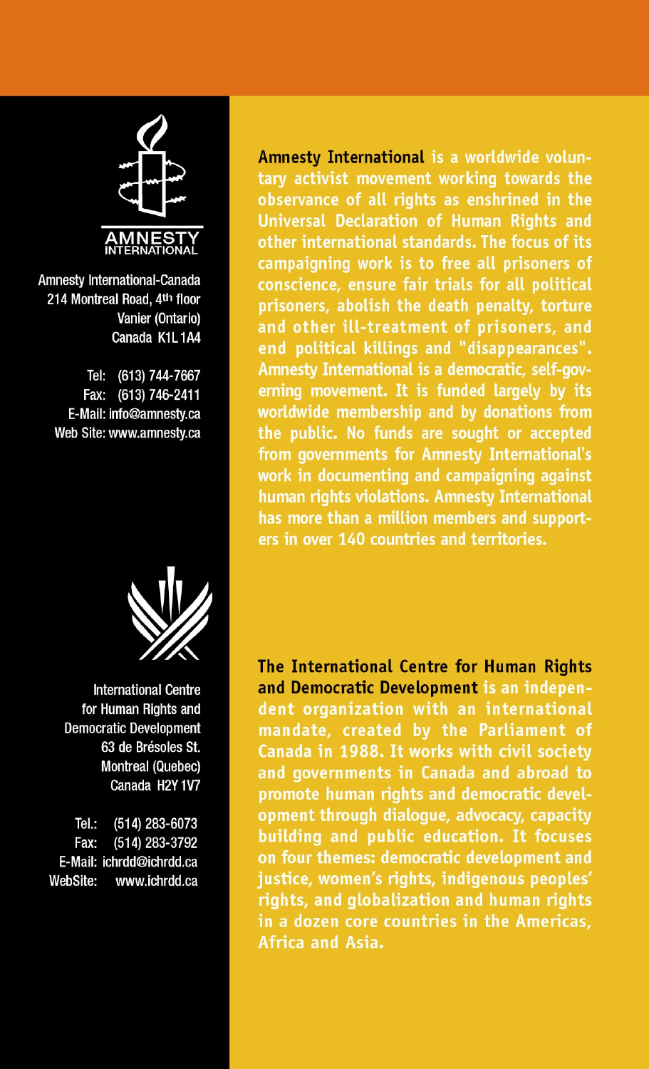AMNESTY INTERNATIONAL

Amnesty International-Canada
214 Montreal Road, 4th floor
Vanier (Ontario)
Canada K1L 1A4

Tel: (613) 744-7667
Fax: (613) 746-2411
E-Mail: info@amnesty.ca
Web Site: www.amnesty.ca

**Amnesty International** is a worldwide voluntary activist movement working towards the observance of all rights as enshrined in the Universal Declaration of Human Rights and other international standards. The focus of its campaigning work is to free all prisoners of conscience, ensure fair trials for all political prisoners, abolish the death penalty, torture and other ill-treatment of prisoners, and end political killings and "disappearances". Amnesty International is a democratic, self-governing movement. It is funded largely by its worldwide membership and by donations from the public. No funds are sought or accepted from governments for Amnesty International's work in documenting and campaigning against human rights violations. Amnesty International has more than a million members and supporters in over 140 countries and territories.

International Centre
for Human Rights and
Democratic Development
63 de Brésoles St.
Montreal (Quebec)
Canada H2Y 1V7

Tel.: (514) 283-6073
Fax: (514) 283-3792
E-Mail: ichrdd@ichrdd.ca
WebSite: www.ichrdd.ca

**The International Centre for Human Rights and Democratic Development** is an independent organization with an international mandate, created by the Parliament of Canada in 1988. It works with civil society and governments in Canada and abroad to promote human rights and democratic development through dialogue, advocacy, capacity building and public education. It focuses on four themes: democratic development and justice, women's rights, indigenous peoples' rights, and globalization and human rights in a dozen core countries in the Americas, Africa and Asia.